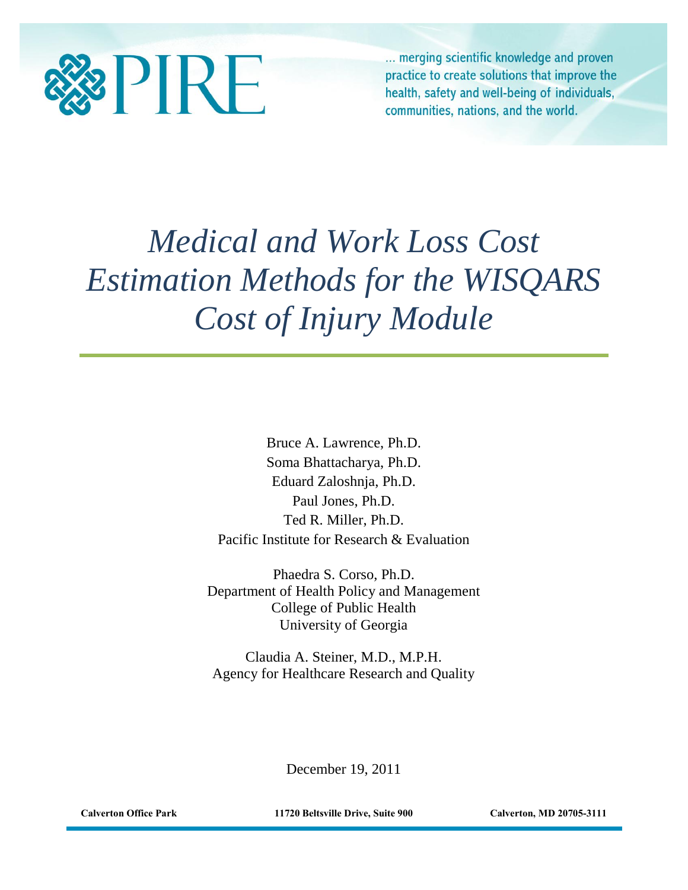PIRE

... merging scientific knowledge and proven practice to create solutions that improve the health, safety and well-being of individuals, communities, nations, and the world.

# *Medical and Work Loss Cost Estimation Methods for the WISQARS Cost of Injury Module*

Bruce A. Lawrence, Ph.D.
Soma Bhattacharya, Ph.D.
Eduard Zaloshnja, Ph.D.
Paul Jones, Ph.D.
Ted R. Miller, Ph.D.
Pacific Institute for Research & Evaluation

Phaedra S. Corso, Ph.D.
Department of Health Policy and Management
College of Public Health
University of Georgia

Claudia A. Steiner, M.D., M.P.H.
Agency for Healthcare Research and Quality

December 19, 2011

**Calverton Office Park** **11720 Beltsville Drive, Suite 900** **Calverton, MD 20705-3111**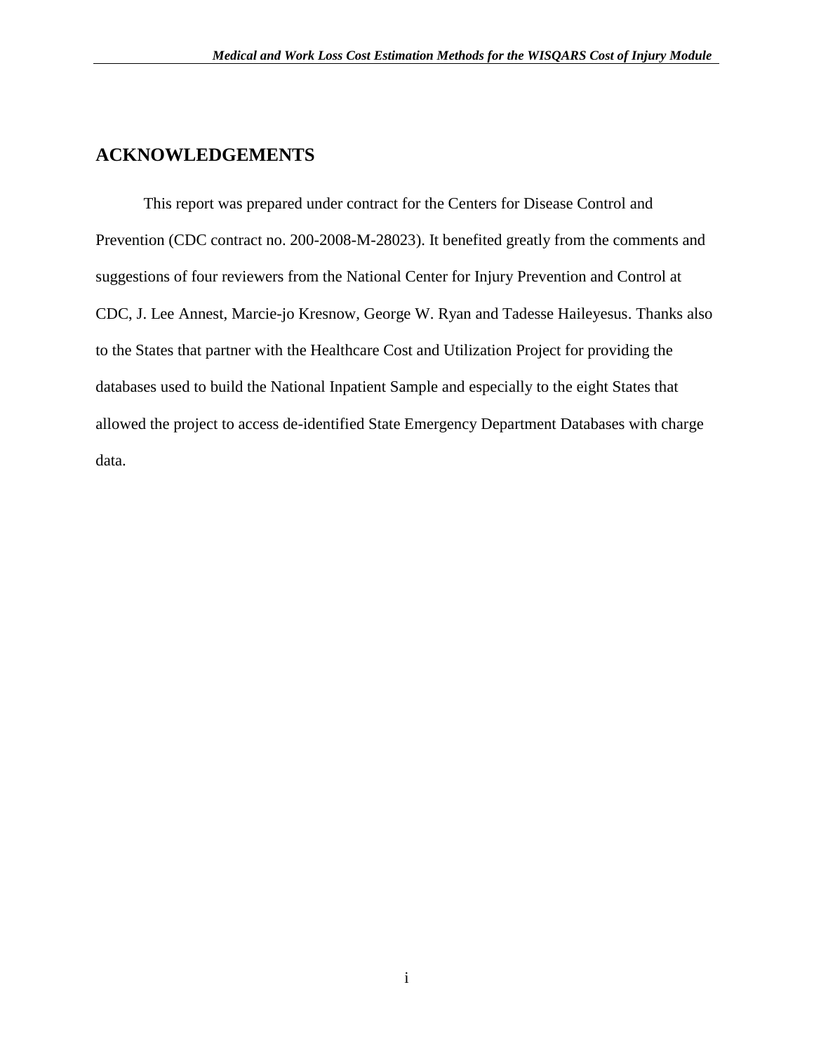## ACKNOWLEDGEMENTS

This report was prepared under contract for the Centers for Disease Control and Prevention (CDC contract no. 200-2008-M-28023). It benefited greatly from the comments and suggestions of four reviewers from the National Center for Injury Prevention and Control at CDC, J. Lee Annest, Marcie-jo Kresnow, George W. Ryan and Tadesse Haileyesus. Thanks also to the States that partner with the Healthcare Cost and Utilization Project for providing the databases used to build the National Inpatient Sample and especially to the eight States that allowed the project to access de-identified State Emergency Department Databases with charge data.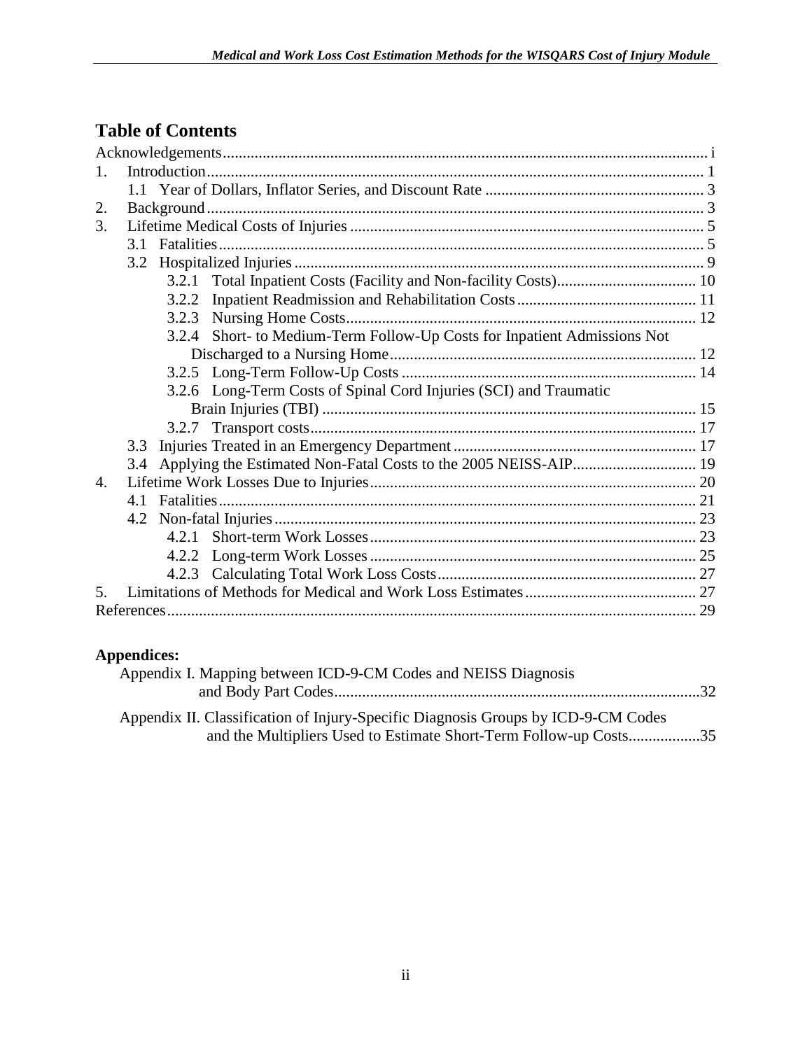## Table of Contents

Acknowledgements ..... i

1. Introduction ..... 1
    - 1.1 Year of Dollars, Inflator Series, and Discount Rate ..... 3
2. Background ..... 3
3. Lifetime Medical Costs of Injuries ..... 5
    - 3.1 Fatalities ..... 5
    - 3.2 Hospitalized Injuries ..... 9
        - 3.2.1 Total Inpatient Costs (Facility and Non-facility Costs) ..... 10
        - 3.2.2 Inpatient Readmission and Rehabilitation Costs ..... 11
        - 3.2.3 Nursing Home Costs ..... 12
        - 3.2.4 Short- to Medium-Term Follow-Up Costs for Inpatient Admissions Not Discharged to a Nursing Home ..... 12
        - 3.2.5 Long-Term Follow-Up Costs ..... 14
        - 3.2.6 Long-Term Costs of Spinal Cord Injuries (SCI) and Traumatic Brain Injuries (TBI) ..... 15
        - 3.2.7 Transport costs ..... 17
    - 3.3 Injuries Treated in an Emergency Department ..... 17
    - 3.4 Applying the Estimated Non-Fatal Costs to the 2005 NEISS-AIP ..... 19
4. Lifetime Work Losses Due to Injuries ..... 20
    - 4.1 Fatalities ..... 21
    - 4.2 Non-fatal Injuries ..... 23
        - 4.2.1 Short-term Work Losses ..... 23
        - 4.2.2 Long-term Work Losses ..... 25
        - 4.2.3 Calculating Total Work Loss Costs ..... 27
5. Limitations of Methods for Medical and Work Loss Estimates ..... 27

References ..... 29

**Appendices:**

Appendix I. Mapping between ICD-9-CM Codes and NEISS Diagnosis and Body Part Codes ..... 32

Appendix II. Classification of Injury-Specific Diagnosis Groups by ICD-9-CM Codes and the Multipliers Used to Estimate Short-Term Follow-up Costs ..... 35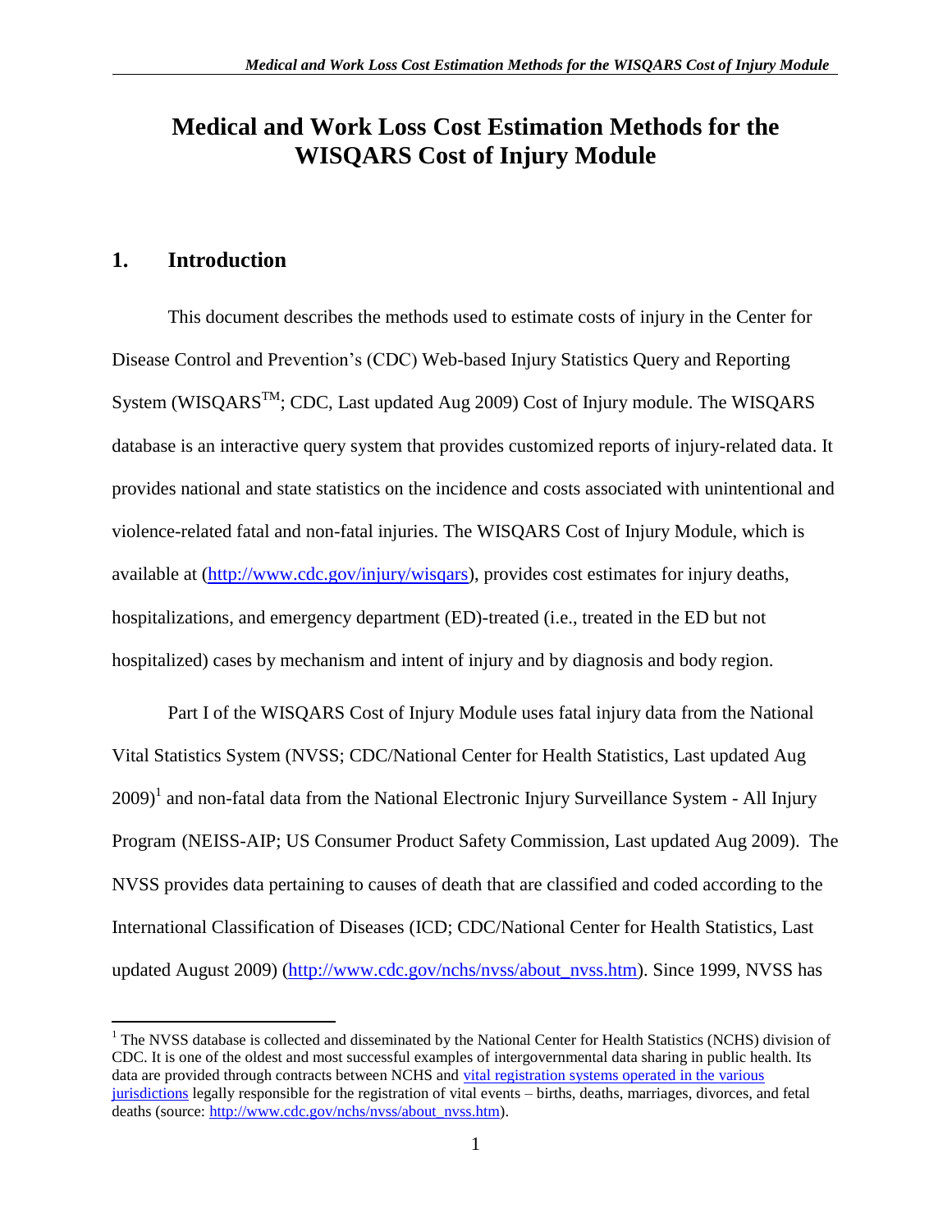# Medical and Work Loss Cost Estimation Methods for the WISQARS Cost of Injury Module

## 1. Introduction

This document describes the methods used to estimate costs of injury in the Center for Disease Control and Prevention's (CDC) Web-based Injury Statistics Query and Reporting System (WISQARS™; CDC, Last updated Aug 2009) Cost of Injury module. The WISQARS database is an interactive query system that provides customized reports of injury-related data. It provides national and state statistics on the incidence and costs associated with unintentional and violence-related fatal and non-fatal injuries. The WISQARS Cost of Injury Module, which is available at (http://www.cdc.gov/injury/wisqars), provides cost estimates for injury deaths, hospitalizations, and emergency department (ED)-treated (i.e., treated in the ED but not hospitalized) cases by mechanism and intent of injury and by diagnosis and body region.

Part I of the WISQARS Cost of Injury Module uses fatal injury data from the National Vital Statistics System (NVSS; CDC/National Center for Health Statistics, Last updated Aug 2009)[1] and non-fatal data from the National Electronic Injury Surveillance System - All Injury Program (NEISS-AIP; US Consumer Product Safety Commission, Last updated Aug 2009). The NVSS provides data pertaining to causes of death that are classified and coded according to the International Classification of Diseases (ICD; CDC/National Center for Health Statistics, Last updated August 2009) (http://www.cdc.gov/nchs/nvss/about_nvss.htm). Since 1999, NVSS has

[1] The NVSS database is collected and disseminated by the National Center for Health Statistics (NCHS) division of CDC. It is one of the oldest and most successful examples of intergovernmental data sharing in public health. Its data are provided through contracts between NCHS and vital registration systems operated in the various jurisdictions legally responsible for the registration of vital events – births, deaths, marriages, divorces, and fetal deaths (source: http://www.cdc.gov/nchs/nvss/about_nvss.htm).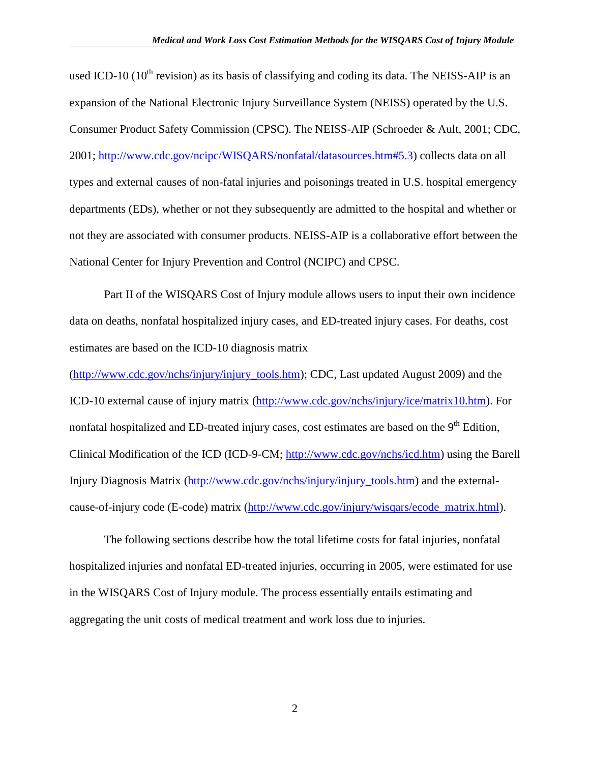used ICD-10 (10th revision) as its basis of classifying and coding its data. The NEISS-AIP is an expansion of the National Electronic Injury Surveillance System (NEISS) operated by the U.S. Consumer Product Safety Commission (CPSC). The NEISS-AIP (Schroeder & Ault, 2001; CDC, 2001; http://www.cdc.gov/ncipc/WISQARS/nonfatal/datasources.htm#5.3) collects data on all types and external causes of non-fatal injuries and poisonings treated in U.S. hospital emergency departments (EDs), whether or not they subsequently are admitted to the hospital and whether or not they are associated with consumer products. NEISS-AIP is a collaborative effort between the National Center for Injury Prevention and Control (NCIPC) and CPSC.

Part II of the WISQARS Cost of Injury module allows users to input their own incidence data on deaths, nonfatal hospitalized injury cases, and ED-treated injury cases. For deaths, cost estimates are based on the ICD-10 diagnosis matrix (http://www.cdc.gov/nchs/injury/injury_tools.htm); CDC, Last updated August 2009) and the ICD-10 external cause of injury matrix (http://www.cdc.gov/nchs/injury/ice/matrix10.htm). For nonfatal hospitalized and ED-treated injury cases, cost estimates are based on the 9th Edition, Clinical Modification of the ICD (ICD-9-CM; http://www.cdc.gov/nchs/icd.htm) using the Barell Injury Diagnosis Matrix (http://www.cdc.gov/nchs/injury/injury_tools.htm) and the external-cause-of-injury code (E-code) matrix (http://www.cdc.gov/injury/wisqars/ecode_matrix.html).

The following sections describe how the total lifetime costs for fatal injuries, nonfatal hospitalized injuries and nonfatal ED-treated injuries, occurring in 2005, were estimated for use in the WISQARS Cost of Injury module. The process essentially entails estimating and aggregating the unit costs of medical treatment and work loss due to injuries.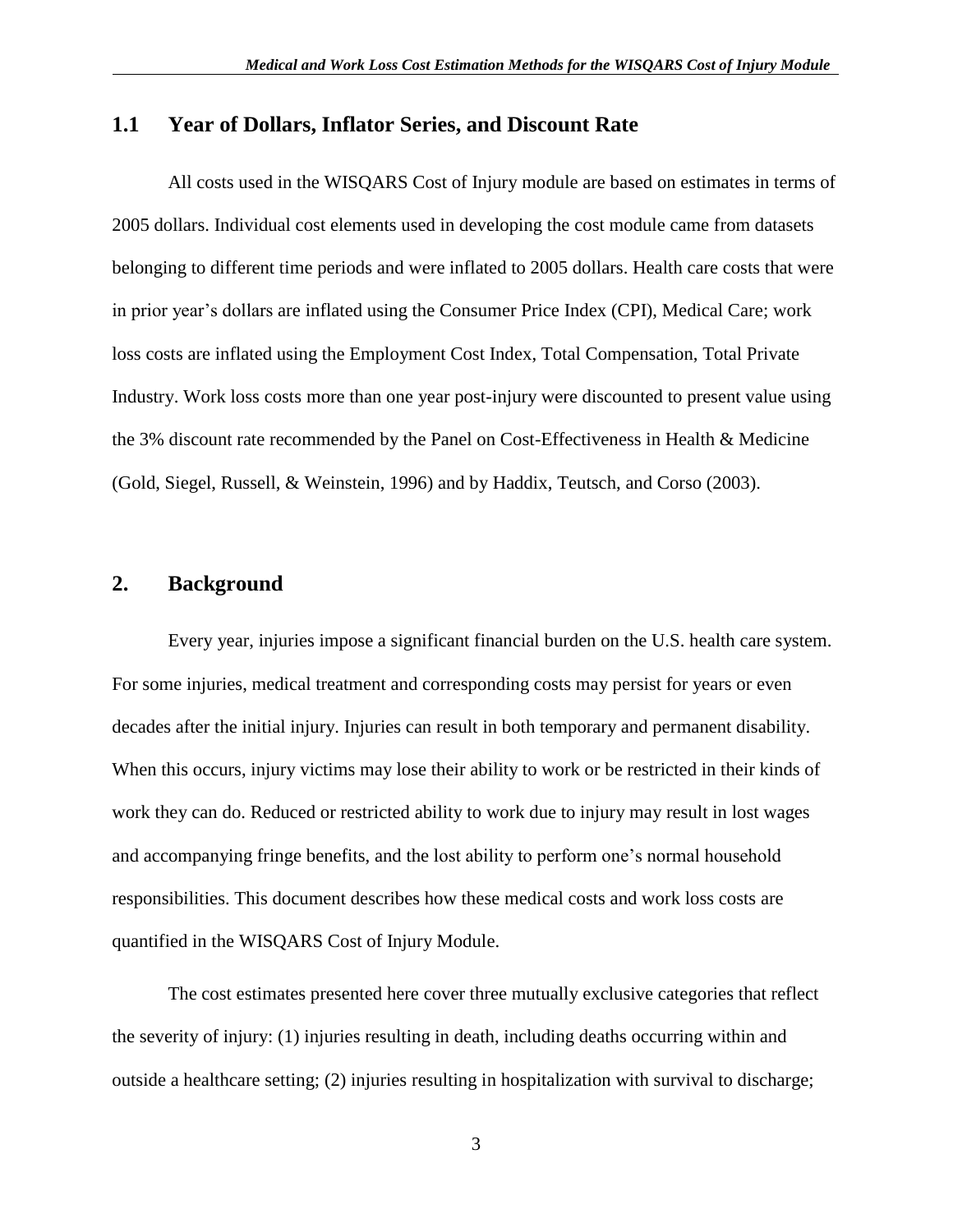## 1.1 Year of Dollars, Inflator Series, and Discount Rate

All costs used in the WISQARS Cost of Injury module are based on estimates in terms of 2005 dollars. Individual cost elements used in developing the cost module came from datasets belonging to different time periods and were inflated to 2005 dollars. Health care costs that were in prior year's dollars are inflated using the Consumer Price Index (CPI), Medical Care; work loss costs are inflated using the Employment Cost Index, Total Compensation, Total Private Industry. Work loss costs more than one year post-injury were discounted to present value using the 3% discount rate recommended by the Panel on Cost-Effectiveness in Health & Medicine (Gold, Siegel, Russell, & Weinstein, 1996) and by Haddix, Teutsch, and Corso (2003).

# 2. Background

Every year, injuries impose a significant financial burden on the U.S. health care system. For some injuries, medical treatment and corresponding costs may persist for years or even decades after the initial injury. Injuries can result in both temporary and permanent disability. When this occurs, injury victims may lose their ability to work or be restricted in their kinds of work they can do. Reduced or restricted ability to work due to injury may result in lost wages and accompanying fringe benefits, and the lost ability to perform one's normal household responsibilities. This document describes how these medical costs and work loss costs are quantified in the WISQARS Cost of Injury Module.

The cost estimates presented here cover three mutually exclusive categories that reflect the severity of injury: (1) injuries resulting in death, including deaths occurring within and outside a healthcare setting; (2) injuries resulting in hospitalization with survival to discharge;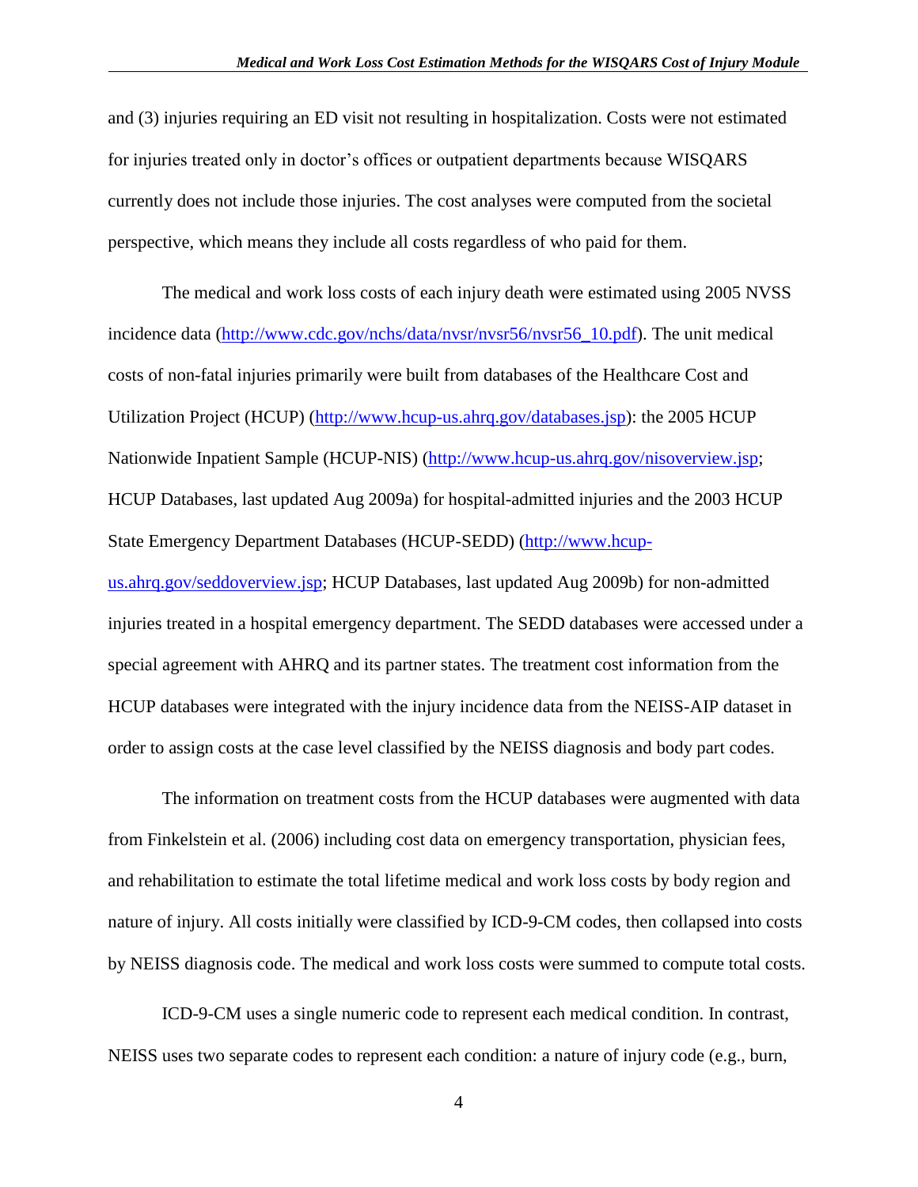and (3) injuries requiring an ED visit not resulting in hospitalization. Costs were not estimated for injuries treated only in doctor's offices or outpatient departments because WISQARS currently does not include those injuries. The cost analyses were computed from the societal perspective, which means they include all costs regardless of who paid for them.

The medical and work loss costs of each injury death were estimated using 2005 NVSS incidence data (http://www.cdc.gov/nchs/data/nvsr/nvsr56/nvsr56_10.pdf). The unit medical costs of non-fatal injuries primarily were built from databases of the Healthcare Cost and Utilization Project (HCUP) (http://www.hcup-us.ahrq.gov/databases.jsp): the 2005 HCUP Nationwide Inpatient Sample (HCUP-NIS) (http://www.hcup-us.ahrq.gov/nisoverview.jsp; HCUP Databases, last updated Aug 2009a) for hospital-admitted injuries and the 2003 HCUP State Emergency Department Databases (HCUP-SEDD) (http://www.hcup-us.ahrq.gov/seddoverview.jsp; HCUP Databases, last updated Aug 2009b) for non-admitted injuries treated in a hospital emergency department. The SEDD databases were accessed under a special agreement with AHRQ and its partner states. The treatment cost information from the HCUP databases were integrated with the injury incidence data from the NEISS-AIP dataset in order to assign costs at the case level classified by the NEISS diagnosis and body part codes.

The information on treatment costs from the HCUP databases were augmented with data from Finkelstein et al. (2006) including cost data on emergency transportation, physician fees, and rehabilitation to estimate the total lifetime medical and work loss costs by body region and nature of injury. All costs initially were classified by ICD-9-CM codes, then collapsed into costs by NEISS diagnosis code. The medical and work loss costs were summed to compute total costs.

ICD-9-CM uses a single numeric code to represent each medical condition. In contrast, NEISS uses two separate codes to represent each condition: a nature of injury code (e.g., burn,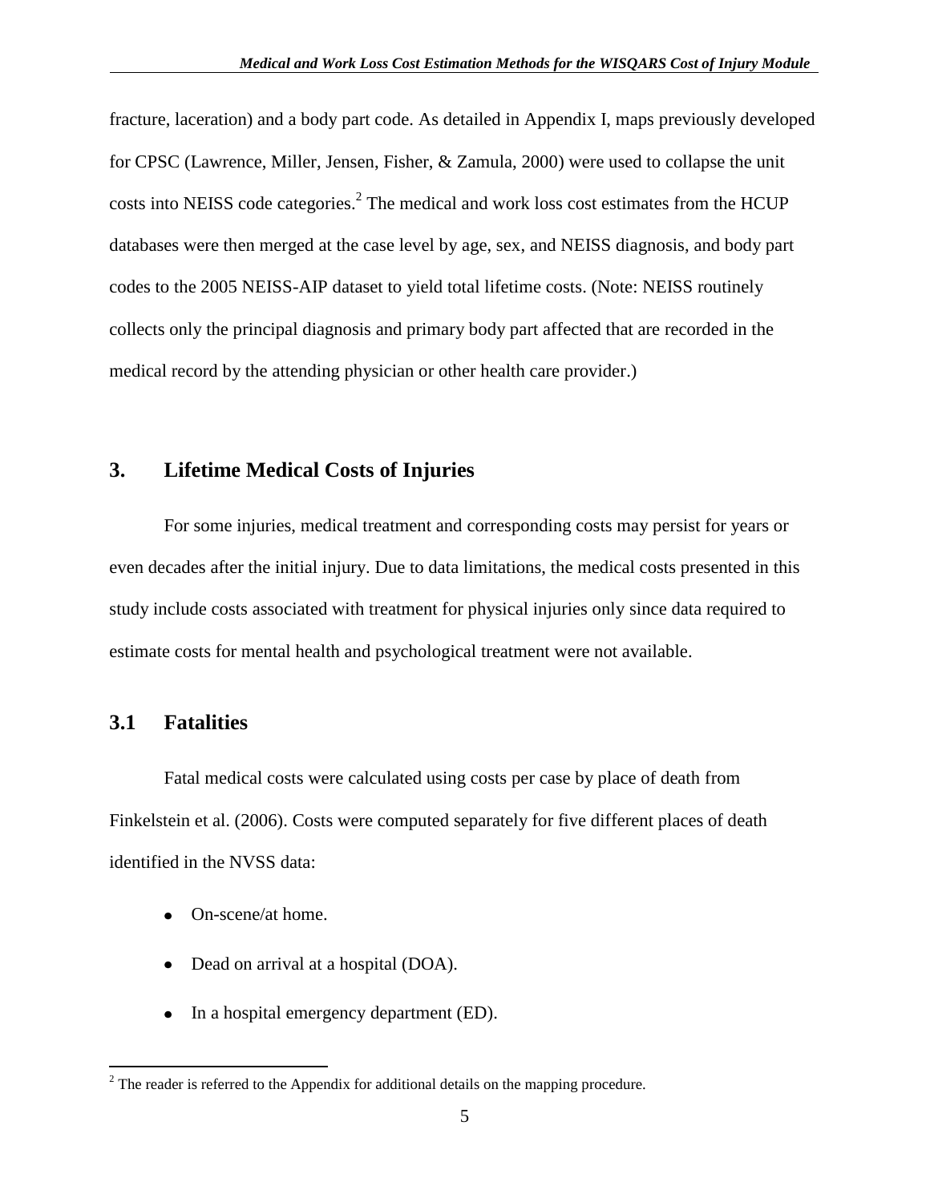fracture, laceration) and a body part code. As detailed in Appendix I, maps previously developed for CPSC (Lawrence, Miller, Jensen, Fisher, & Zamula, 2000) were used to collapse the unit costs into NEISS code categories.[2] The medical and work loss cost estimates from the HCUP databases were then merged at the case level by age, sex, and NEISS diagnosis, and body part codes to the 2005 NEISS-AIP dataset to yield total lifetime costs. (Note: NEISS routinely collects only the principal diagnosis and primary body part affected that are recorded in the medical record by the attending physician or other health care provider.)

## 3. Lifetime Medical Costs of Injuries

For some injuries, medical treatment and corresponding costs may persist for years or even decades after the initial injury. Due to data limitations, the medical costs presented in this study include costs associated with treatment for physical injuries only since data required to estimate costs for mental health and psychological treatment were not available.

### 3.1 Fatalities

Fatal medical costs were calculated using costs per case by place of death from Finkelstein et al. (2006). Costs were computed separately for five different places of death identified in the NVSS data:

- On-scene/at home.
- Dead on arrival at a hospital (DOA).
- In a hospital emergency department (ED).

[2] The reader is referred to the Appendix for additional details on the mapping procedure.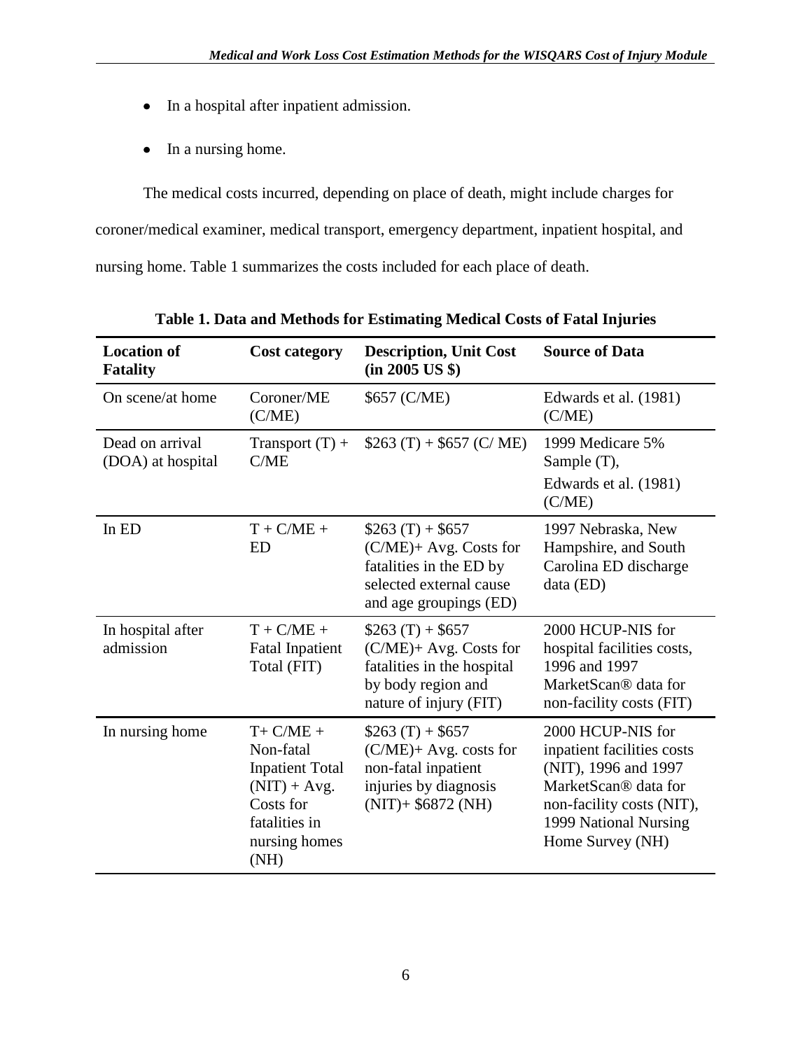- In a hospital after inpatient admission.
- In a nursing home.

The medical costs incurred, depending on place of death, might include charges for coroner/medical examiner, medical transport, emergency department, inpatient hospital, and nursing home. Table 1 summarizes the costs included for each place of death.

**Table 1. Data and Methods for Estimating Medical Costs of Fatal Injuries**

| Location of Fatality | Cost category | Description, Unit Cost (in 2005 US $) | Source of Data |
|---|---|---|---|
| On scene/at home | Coroner/ME (C/ME) | $657 (C/ME) | Edwards et al. (1981) (C/ME) |
| Dead on arrival (DOA) at hospital | Transport (T) + C/ME | $263 (T) + $657 (C/ ME) | 1999 Medicare 5% Sample (T), Edwards et al. (1981) (C/ME) |
| In ED | T + C/ME + ED | $263 (T) + $657 (C/ME)+ Avg. Costs for fatalities in the ED by selected external cause and age groupings (ED) | 1997 Nebraska, New Hampshire, and South Carolina ED discharge data (ED) |
| In hospital after admission | T + C/ME + Fatal Inpatient Total (FIT) | $263 (T) + $657 (C/ME)+ Avg. Costs for fatalities in the hospital by body region and nature of injury (FIT) | 2000 HCUP-NIS for hospital facilities costs, 1996 and 1997 MarketScan® data for non-facility costs (FIT) |
| In nursing home | T+ C/ME + Non-fatal Inpatient Total (NIT) + Avg. Costs for fatalities in nursing homes (NH) | $263 (T) + $657 (C/ME)+ Avg. costs for non-fatal inpatient injuries by diagnosis (NIT)+ $6872 (NH) | 2000 HCUP-NIS for inpatient facilities costs (NIT), 1996 and 1997 MarketScan® data for non-facility costs (NIT), 1999 National Nursing Home Survey (NH) |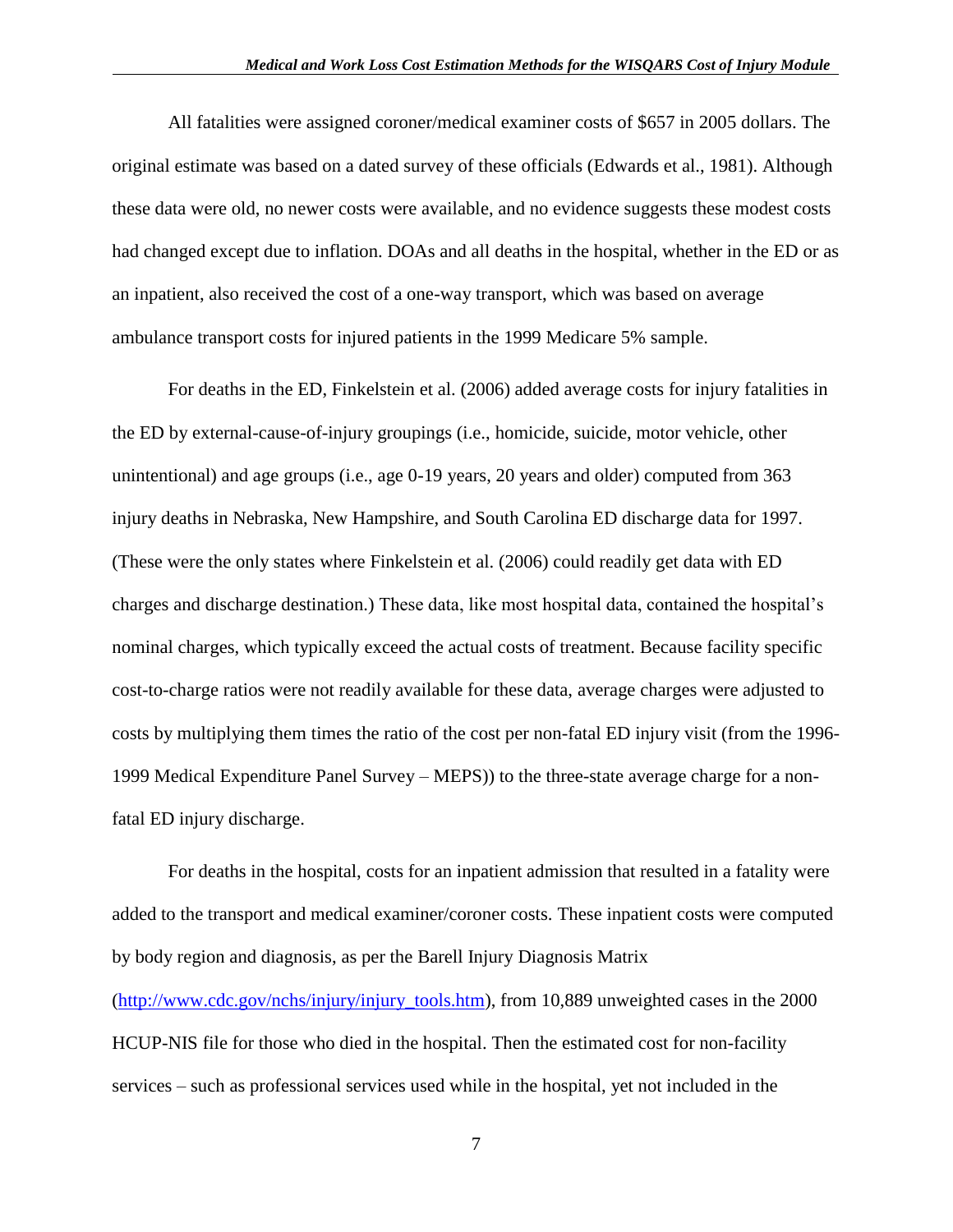All fatalities were assigned coroner/medical examiner costs of $657 in 2005 dollars. The original estimate was based on a dated survey of these officials (Edwards et al., 1981). Although these data were old, no newer costs were available, and no evidence suggests these modest costs had changed except due to inflation. DOAs and all deaths in the hospital, whether in the ED or as an inpatient, also received the cost of a one-way transport, which was based on average ambulance transport costs for injured patients in the 1999 Medicare 5% sample.

For deaths in the ED, Finkelstein et al. (2006) added average costs for injury fatalities in the ED by external-cause-of-injury groupings (i.e., homicide, suicide, motor vehicle, other unintentional) and age groups (i.e., age 0-19 years, 20 years and older) computed from 363 injury deaths in Nebraska, New Hampshire, and South Carolina ED discharge data for 1997. (These were the only states where Finkelstein et al. (2006) could readily get data with ED charges and discharge destination.) These data, like most hospital data, contained the hospital's nominal charges, which typically exceed the actual costs of treatment. Because facility specific cost-to-charge ratios were not readily available for these data, average charges were adjusted to costs by multiplying them times the ratio of the cost per non-fatal ED injury visit (from the 1996-1999 Medical Expenditure Panel Survey – MEPS)) to the three-state average charge for a non-fatal ED injury discharge.

For deaths in the hospital, costs for an inpatient admission that resulted in a fatality were added to the transport and medical examiner/coroner costs. These inpatient costs were computed by body region and diagnosis, as per the Barell Injury Diagnosis Matrix (http://www.cdc.gov/nchs/injury/injury_tools.htm), from 10,889 unweighted cases in the 2000 HCUP-NIS file for those who died in the hospital. Then the estimated cost for non-facility services – such as professional services used while in the hospital, yet not included in the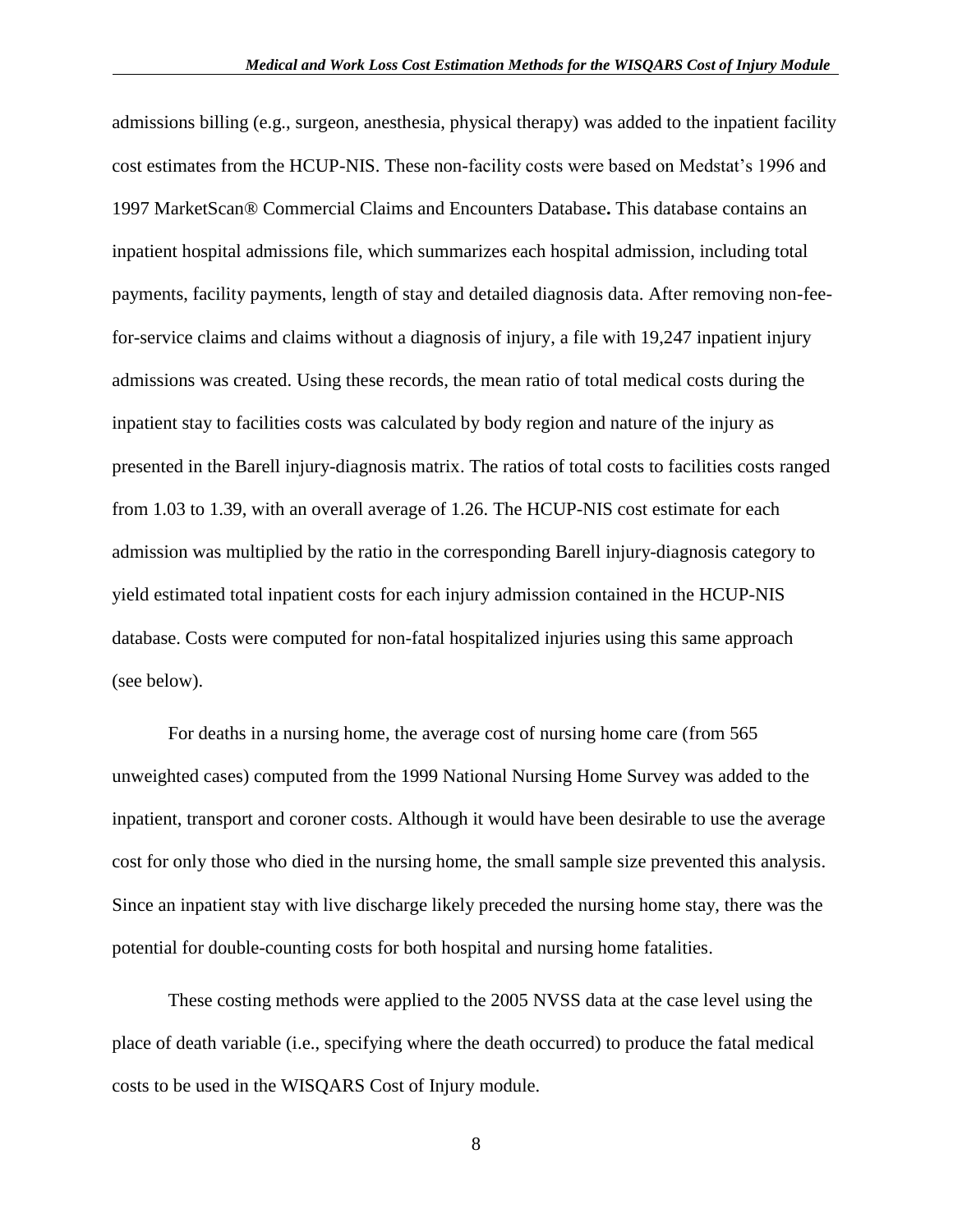admissions billing (e.g., surgeon, anesthesia, physical therapy) was added to the inpatient facility cost estimates from the HCUP-NIS. These non-facility costs were based on Medstat's 1996 and 1997 MarketScan® Commercial Claims and Encounters Database**.** This database contains an inpatient hospital admissions file, which summarizes each hospital admission, including total payments, facility payments, length of stay and detailed diagnosis data. After removing non-fee-for-service claims and claims without a diagnosis of injury, a file with 19,247 inpatient injury admissions was created. Using these records, the mean ratio of total medical costs during the inpatient stay to facilities costs was calculated by body region and nature of the injury as presented in the Barell injury-diagnosis matrix. The ratios of total costs to facilities costs ranged from 1.03 to 1.39, with an overall average of 1.26. The HCUP-NIS cost estimate for each admission was multiplied by the ratio in the corresponding Barell injury-diagnosis category to yield estimated total inpatient costs for each injury admission contained in the HCUP-NIS database. Costs were computed for non-fatal hospitalized injuries using this same approach (see below).

For deaths in a nursing home, the average cost of nursing home care (from 565 unweighted cases) computed from the 1999 National Nursing Home Survey was added to the inpatient, transport and coroner costs. Although it would have been desirable to use the average cost for only those who died in the nursing home, the small sample size prevented this analysis. Since an inpatient stay with live discharge likely preceded the nursing home stay, there was the potential for double-counting costs for both hospital and nursing home fatalities.

These costing methods were applied to the 2005 NVSS data at the case level using the place of death variable (i.e., specifying where the death occurred) to produce the fatal medical costs to be used in the WISQARS Cost of Injury module.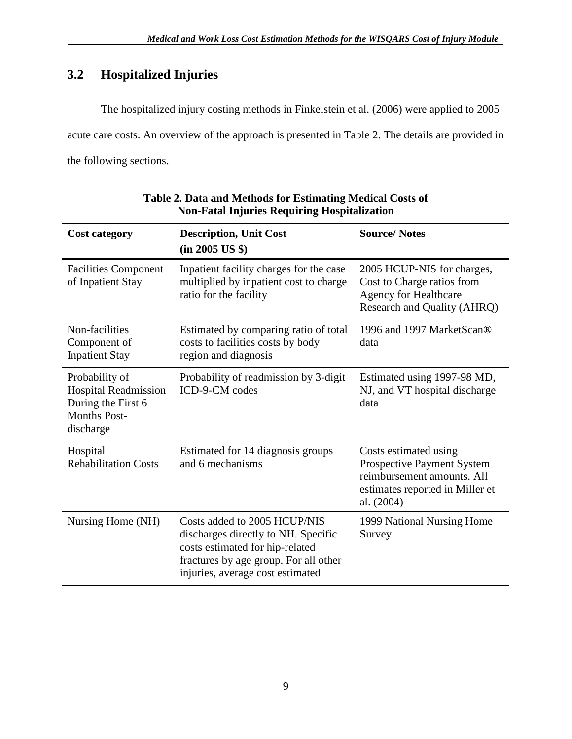## 3.2 Hospitalized Injuries

The hospitalized injury costing methods in Finkelstein et al. (2006) were applied to 2005 acute care costs. An overview of the approach is presented in Table 2. The details are provided in the following sections.

**Table 2. Data and Methods for Estimating Medical Costs of Non-Fatal Injuries Requiring Hospitalization**

| Cost category | Description, Unit Cost (in 2005 US $) | Source/ Notes |
|---|---|---|
| Facilities Component of Inpatient Stay | Inpatient facility charges for the case multiplied by inpatient cost to charge ratio for the facility | 2005 HCUP-NIS for charges, Cost to Charge ratios from Agency for Healthcare Research and Quality (AHRQ) |
| Non-facilities Component of Inpatient Stay | Estimated by comparing ratio of total costs to facilities costs by body region and diagnosis | 1996 and 1997 MarketScan® data |
| Probability of Hospital Readmission During the First 6 Months Post-discharge | Probability of readmission by 3-digit ICD-9-CM codes | Estimated using 1997-98 MD, NJ, and VT hospital discharge data |
| Hospital Rehabilitation Costs | Estimated for 14 diagnosis groups and 6 mechanisms | Costs estimated using Prospective Payment System reimbursement amounts. All estimates reported in Miller et al. (2004) |
| Nursing Home (NH) | Costs added to 2005 HCUP/NIS discharges directly to NH. Specific costs estimated for hip-related fractures by age group. For all other injuries, average cost estimated | 1999 National Nursing Home Survey |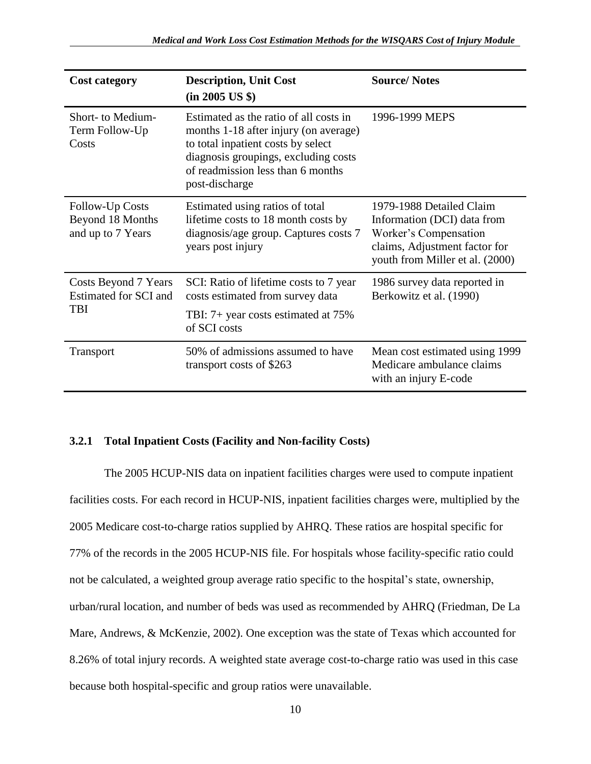| Cost category | Description, Unit Cost (in 2005 US $) | Source/ Notes |
|---|---|---|
| Short- to Medium-Term Follow-Up Costs | Estimated as the ratio of all costs in months 1-18 after injury (on average) to total inpatient costs by select diagnosis groupings, excluding costs of readmission less than 6 months post-discharge | 1996-1999 MEPS |
| Follow-Up Costs Beyond 18 Months and up to 7 Years | Estimated using ratios of total lifetime costs to 18 month costs by diagnosis/age group. Captures costs 7 years post injury | 1979-1988 Detailed Claim Information (DCI) data from Worker's Compensation claims, Adjustment factor for youth from Miller et al. (2000) |
| Costs Beyond 7 Years Estimated for SCI and TBI | SCI: Ratio of lifetime costs to 7 year costs estimated from survey data<br>TBI: 7+ year costs estimated at 75% of SCI costs | 1986 survey data reported in Berkowitz et al. (1990) |
| Transport | 50% of admissions assumed to have transport costs of $263 | Mean cost estimated using 1999 Medicare ambulance claims with an injury E-code |

### 3.2.1 Total Inpatient Costs (Facility and Non-facility Costs)

The 2005 HCUP-NIS data on inpatient facilities charges were used to compute inpatient facilities costs. For each record in HCUP-NIS, inpatient facilities charges were, multiplied by the 2005 Medicare cost-to-charge ratios supplied by AHRQ. These ratios are hospital specific for 77% of the records in the 2005 HCUP-NIS file. For hospitals whose facility-specific ratio could not be calculated, a weighted group average ratio specific to the hospital's state, ownership, urban/rural location, and number of beds was used as recommended by AHRQ (Friedman, De La Mare, Andrews, & McKenzie, 2002). One exception was the state of Texas which accounted for 8.26% of total injury records. A weighted state average cost-to-charge ratio was used in this case because both hospital-specific and group ratios were unavailable.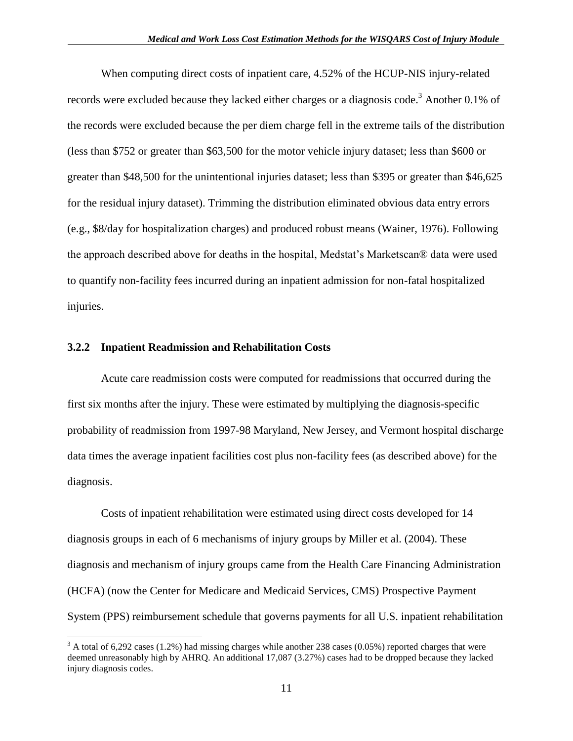When computing direct costs of inpatient care, 4.52% of the HCUP-NIS injury-related records were excluded because they lacked either charges or a diagnosis code.[3] Another 0.1% of the records were excluded because the per diem charge fell in the extreme tails of the distribution (less than $752 or greater than $63,500 for the motor vehicle injury dataset; less than $600 or greater than $48,500 for the unintentional injuries dataset; less than $395 or greater than $46,625 for the residual injury dataset). Trimming the distribution eliminated obvious data entry errors (e.g., $8/day for hospitalization charges) and produced robust means (Wainer, 1976). Following the approach described above for deaths in the hospital, Medstat's Marketscan® data were used to quantify non-facility fees incurred during an inpatient admission for non-fatal hospitalized injuries.

### 3.2.2 Inpatient Readmission and Rehabilitation Costs

Acute care readmission costs were computed for readmissions that occurred during the first six months after the injury. These were estimated by multiplying the diagnosis-specific probability of readmission from 1997-98 Maryland, New Jersey, and Vermont hospital discharge data times the average inpatient facilities cost plus non-facility fees (as described above) for the diagnosis.

Costs of inpatient rehabilitation were estimated using direct costs developed for 14 diagnosis groups in each of 6 mechanisms of injury groups by Miller et al. (2004). These diagnosis and mechanism of injury groups came from the Health Care Financing Administration (HCFA) (now the Center for Medicare and Medicaid Services, CMS) Prospective Payment System (PPS) reimbursement schedule that governs payments for all U.S. inpatient rehabilitation

[3] A total of 6,292 cases (1.2%) had missing charges while another 238 cases (0.05%) reported charges that were deemed unreasonably high by AHRQ. An additional 17,087 (3.27%) cases had to be dropped because they lacked injury diagnosis codes.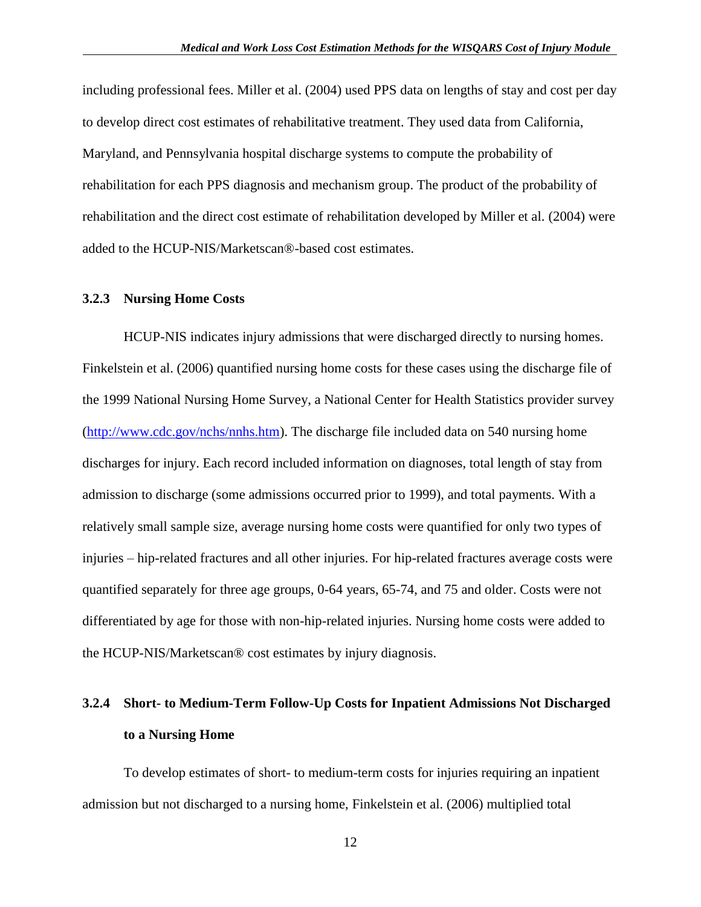including professional fees. Miller et al. (2004) used PPS data on lengths of stay and cost per day to develop direct cost estimates of rehabilitative treatment. They used data from California, Maryland, and Pennsylvania hospital discharge systems to compute the probability of rehabilitation for each PPS diagnosis and mechanism group. The product of the probability of rehabilitation and the direct cost estimate of rehabilitation developed by Miller et al. (2004) were added to the HCUP-NIS/Marketscan®-based cost estimates.

### 3.2.3 Nursing Home Costs

HCUP-NIS indicates injury admissions that were discharged directly to nursing homes. Finkelstein et al. (2006) quantified nursing home costs for these cases using the discharge file of the 1999 National Nursing Home Survey, a National Center for Health Statistics provider survey (http://www.cdc.gov/nchs/nnhs.htm). The discharge file included data on 540 nursing home discharges for injury. Each record included information on diagnoses, total length of stay from admission to discharge (some admissions occurred prior to 1999), and total payments. With a relatively small sample size, average nursing home costs were quantified for only two types of injuries – hip-related fractures and all other injuries. For hip-related fractures average costs were quantified separately for three age groups, 0-64 years, 65-74, and 75 and older. Costs were not differentiated by age for those with non-hip-related injuries. Nursing home costs were added to the HCUP-NIS/Marketscan® cost estimates by injury diagnosis.

### 3.2.4 Short- to Medium-Term Follow-Up Costs for Inpatient Admissions Not Discharged to a Nursing Home

To develop estimates of short- to medium-term costs for injuries requiring an inpatient admission but not discharged to a nursing home, Finkelstein et al. (2006) multiplied total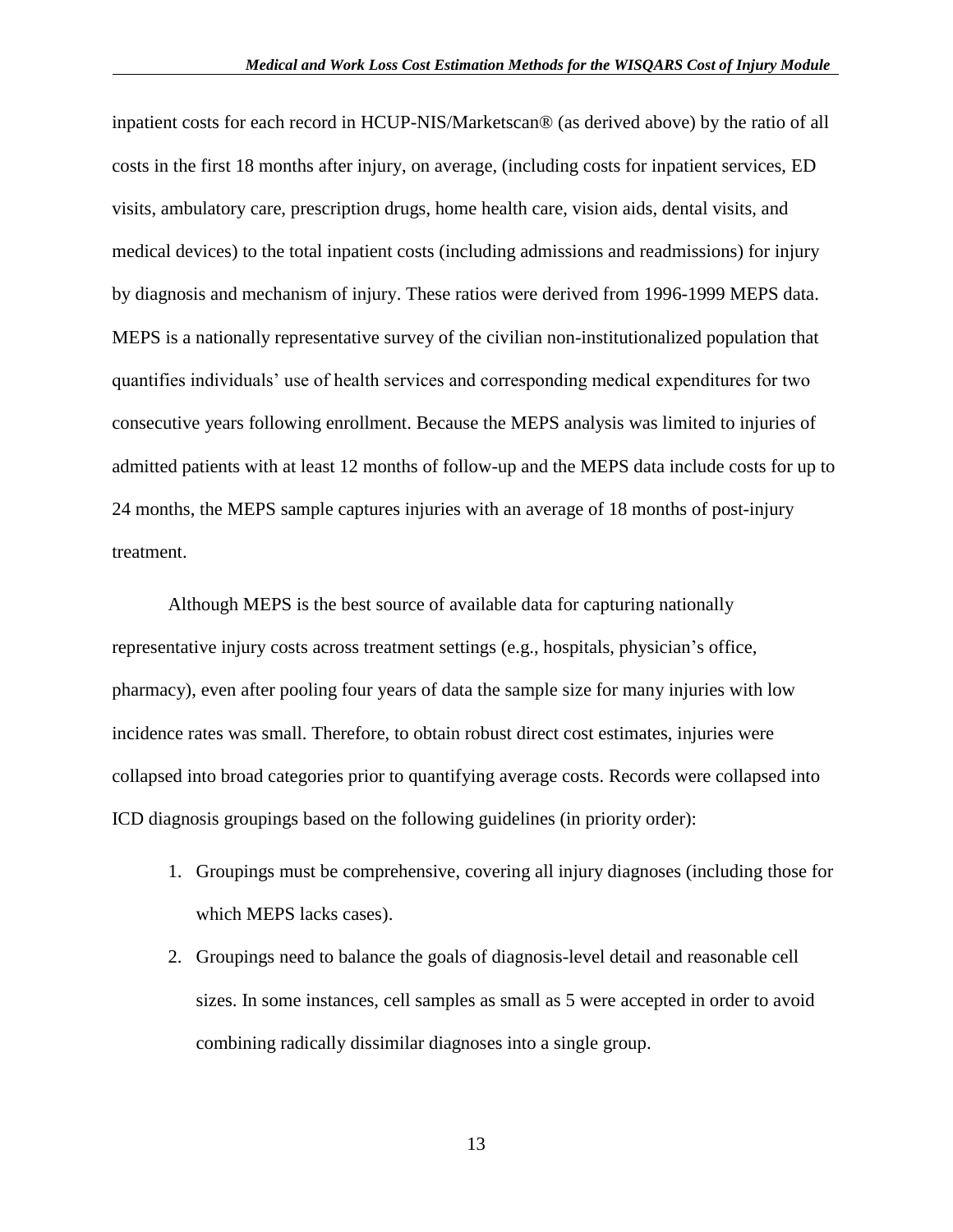inpatient costs for each record in HCUP-NIS/Marketscan® (as derived above) by the ratio of all costs in the first 18 months after injury, on average, (including costs for inpatient services, ED visits, ambulatory care, prescription drugs, home health care, vision aids, dental visits, and medical devices) to the total inpatient costs (including admissions and readmissions) for injury by diagnosis and mechanism of injury. These ratios were derived from 1996-1999 MEPS data. MEPS is a nationally representative survey of the civilian non-institutionalized population that quantifies individuals' use of health services and corresponding medical expenditures for two consecutive years following enrollment. Because the MEPS analysis was limited to injuries of admitted patients with at least 12 months of follow-up and the MEPS data include costs for up to 24 months, the MEPS sample captures injuries with an average of 18 months of post-injury treatment.

Although MEPS is the best source of available data for capturing nationally representative injury costs across treatment settings (e.g., hospitals, physician's office, pharmacy), even after pooling four years of data the sample size for many injuries with low incidence rates was small. Therefore, to obtain robust direct cost estimates, injuries were collapsed into broad categories prior to quantifying average costs. Records were collapsed into ICD diagnosis groupings based on the following guidelines (in priority order):

1. Groupings must be comprehensive, covering all injury diagnoses (including those for which MEPS lacks cases).
2. Groupings need to balance the goals of diagnosis-level detail and reasonable cell sizes. In some instances, cell samples as small as 5 were accepted in order to avoid combining radically dissimilar diagnoses into a single group.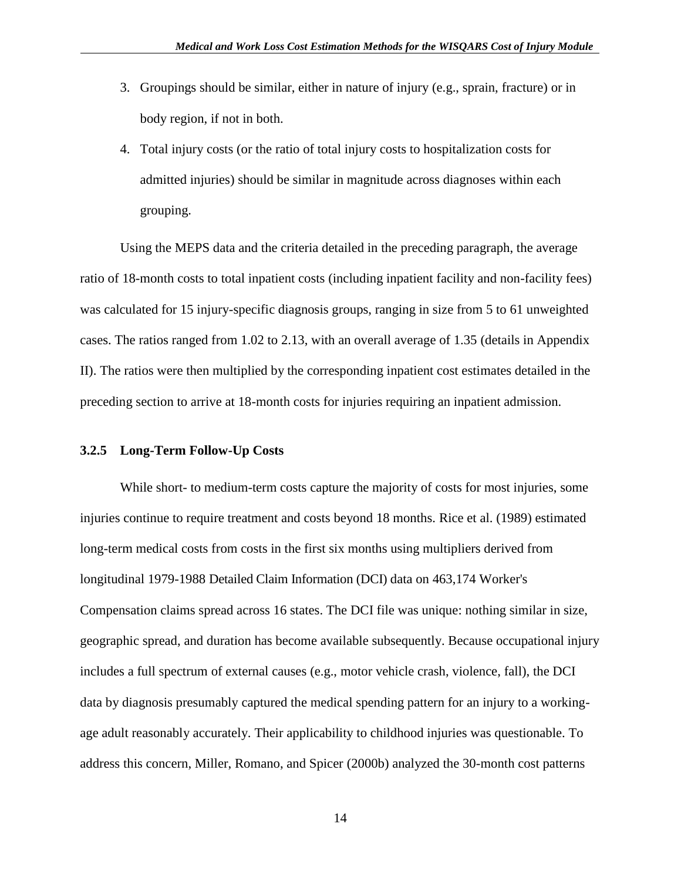3. Groupings should be similar, either in nature of injury (e.g., sprain, fracture) or in body region, if not in both.
4. Total injury costs (or the ratio of total injury costs to hospitalization costs for admitted injuries) should be similar in magnitude across diagnoses within each grouping.

Using the MEPS data and the criteria detailed in the preceding paragraph, the average ratio of 18-month costs to total inpatient costs (including inpatient facility and non-facility fees) was calculated for 15 injury-specific diagnosis groups, ranging in size from 5 to 61 unweighted cases. The ratios ranged from 1.02 to 2.13, with an overall average of 1.35 (details in Appendix II). The ratios were then multiplied by the corresponding inpatient cost estimates detailed in the preceding section to arrive at 18-month costs for injuries requiring an inpatient admission.

### 3.2.5 Long-Term Follow-Up Costs

While short- to medium-term costs capture the majority of costs for most injuries, some injuries continue to require treatment and costs beyond 18 months. Rice et al. (1989) estimated long-term medical costs from costs in the first six months using multipliers derived from longitudinal 1979-1988 Detailed Claim Information (DCI) data on 463,174 Worker's Compensation claims spread across 16 states. The DCI file was unique: nothing similar in size, geographic spread, and duration has become available subsequently. Because occupational injury includes a full spectrum of external causes (e.g., motor vehicle crash, violence, fall), the DCI data by diagnosis presumably captured the medical spending pattern for an injury to a working-age adult reasonably accurately. Their applicability to childhood injuries was questionable. To address this concern, Miller, Romano, and Spicer (2000b) analyzed the 30-month cost patterns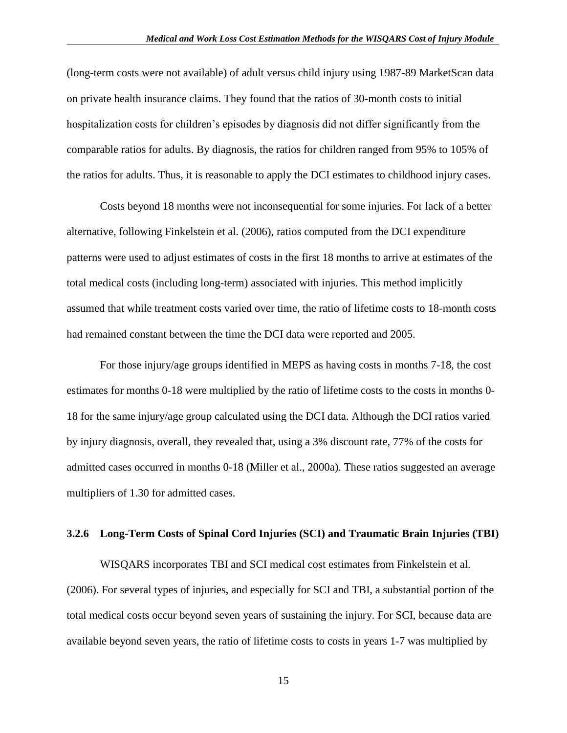(long-term costs were not available) of adult versus child injury using 1987-89 MarketScan data on private health insurance claims. They found that the ratios of 30-month costs to initial hospitalization costs for children's episodes by diagnosis did not differ significantly from the comparable ratios for adults. By diagnosis, the ratios for children ranged from 95% to 105% of the ratios for adults. Thus, it is reasonable to apply the DCI estimates to childhood injury cases.

Costs beyond 18 months were not inconsequential for some injuries. For lack of a better alternative, following Finkelstein et al. (2006), ratios computed from the DCI expenditure patterns were used to adjust estimates of costs in the first 18 months to arrive at estimates of the total medical costs (including long-term) associated with injuries. This method implicitly assumed that while treatment costs varied over time, the ratio of lifetime costs to 18-month costs had remained constant between the time the DCI data were reported and 2005.

For those injury/age groups identified in MEPS as having costs in months 7-18, the cost estimates for months 0-18 were multiplied by the ratio of lifetime costs to the costs in months 0-18 for the same injury/age group calculated using the DCI data. Although the DCI ratios varied by injury diagnosis, overall, they revealed that, using a 3% discount rate, 77% of the costs for admitted cases occurred in months 0-18 (Miller et al., 2000a). These ratios suggested an average multipliers of 1.30 for admitted cases.

### 3.2.6 Long-Term Costs of Spinal Cord Injuries (SCI) and Traumatic Brain Injuries (TBI)

WISQARS incorporates TBI and SCI medical cost estimates from Finkelstein et al. (2006). For several types of injuries, and especially for SCI and TBI, a substantial portion of the total medical costs occur beyond seven years of sustaining the injury. For SCI, because data are available beyond seven years, the ratio of lifetime costs to costs in years 1-7 was multiplied by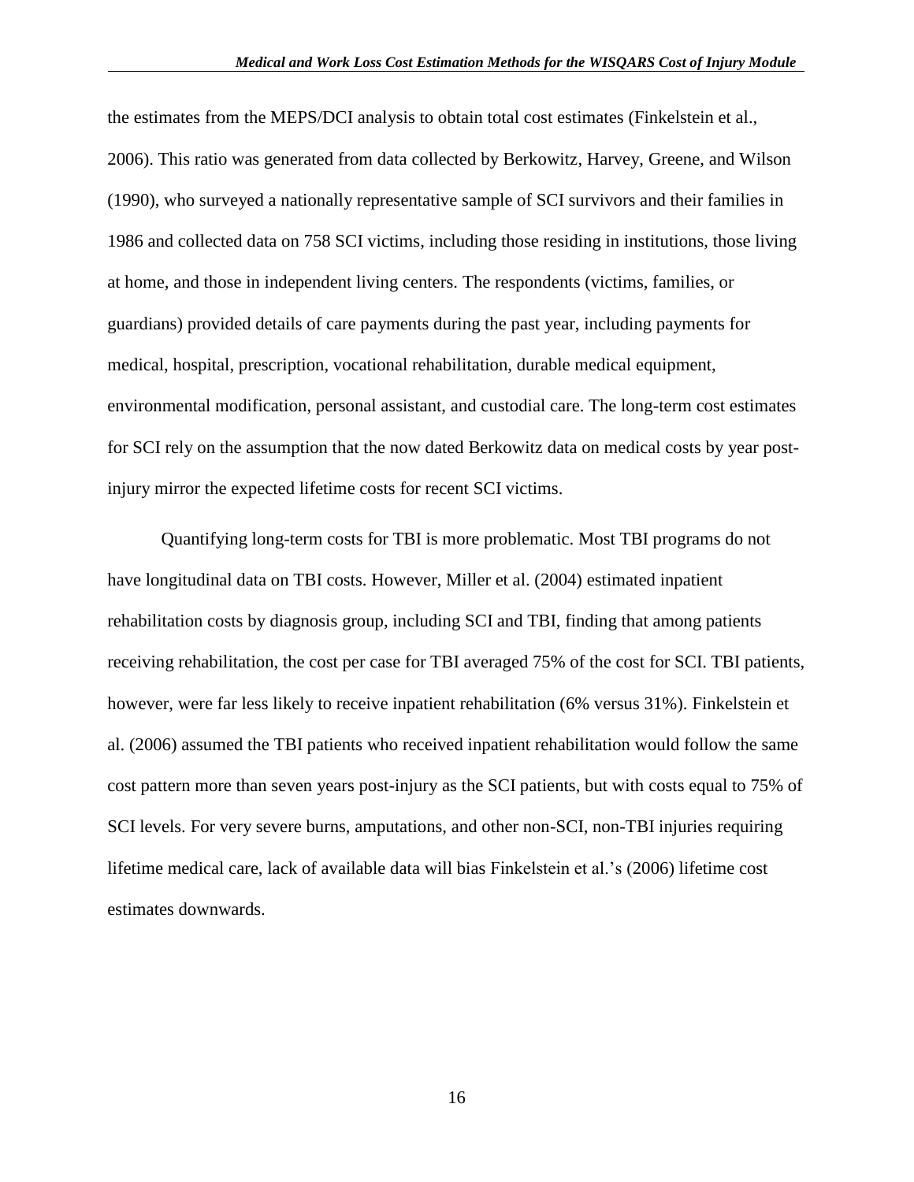the estimates from the MEPS/DCI analysis to obtain total cost estimates (Finkelstein et al., 2006). This ratio was generated from data collected by Berkowitz, Harvey, Greene, and Wilson (1990), who surveyed a nationally representative sample of SCI survivors and their families in 1986 and collected data on 758 SCI victims, including those residing in institutions, those living at home, and those in independent living centers. The respondents (victims, families, or guardians) provided details of care payments during the past year, including payments for medical, hospital, prescription, vocational rehabilitation, durable medical equipment, environmental modification, personal assistant, and custodial care. The long-term cost estimates for SCI rely on the assumption that the now dated Berkowitz data on medical costs by year post-injury mirror the expected lifetime costs for recent SCI victims.

Quantifying long-term costs for TBI is more problematic. Most TBI programs do not have longitudinal data on TBI costs. However, Miller et al. (2004) estimated inpatient rehabilitation costs by diagnosis group, including SCI and TBI, finding that among patients receiving rehabilitation, the cost per case for TBI averaged 75% of the cost for SCI. TBI patients, however, were far less likely to receive inpatient rehabilitation (6% versus 31%). Finkelstein et al. (2006) assumed the TBI patients who received inpatient rehabilitation would follow the same cost pattern more than seven years post-injury as the SCI patients, but with costs equal to 75% of SCI levels. For very severe burns, amputations, and other non-SCI, non-TBI injuries requiring lifetime medical care, lack of available data will bias Finkelstein et al.'s (2006) lifetime cost estimates downwards.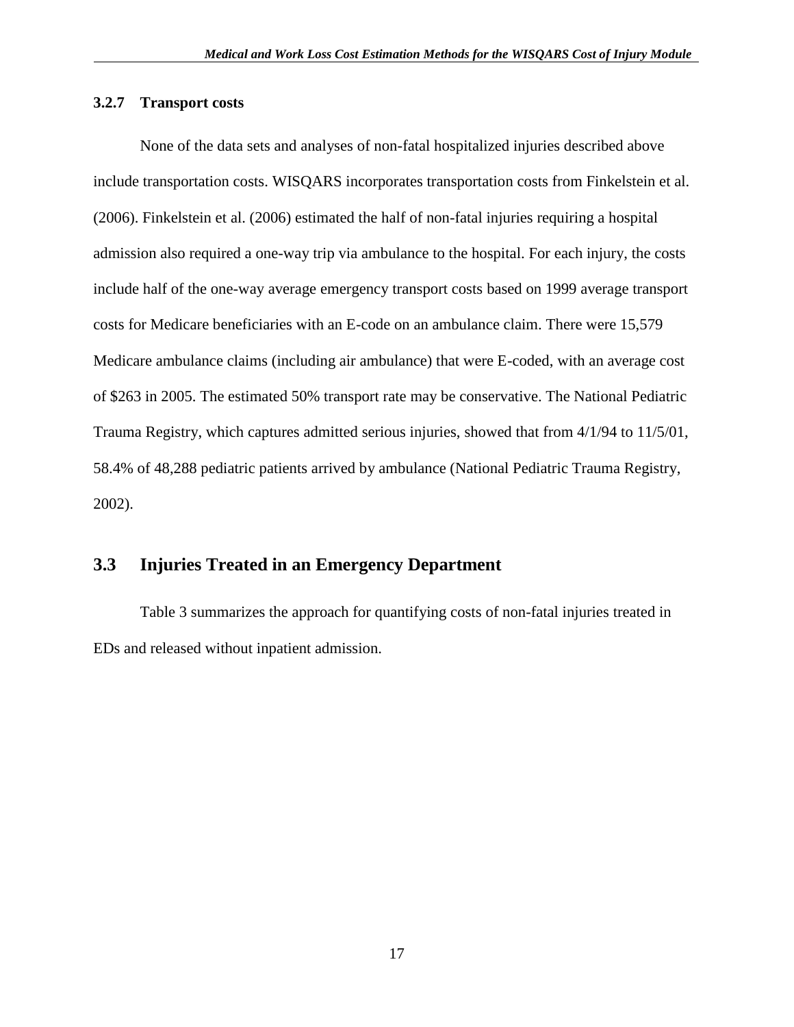### 3.2.7 Transport costs

None of the data sets and analyses of non-fatal hospitalized injuries described above include transportation costs. WISQARS incorporates transportation costs from Finkelstein et al. (2006). Finkelstein et al. (2006) estimated the half of non-fatal injuries requiring a hospital admission also required a one-way trip via ambulance to the hospital. For each injury, the costs include half of the one-way average emergency transport costs based on 1999 average transport costs for Medicare beneficiaries with an E-code on an ambulance claim. There were 15,579 Medicare ambulance claims (including air ambulance) that were E-coded, with an average cost of $263 in 2005. The estimated 50% transport rate may be conservative. The National Pediatric Trauma Registry, which captures admitted serious injuries, showed that from 4/1/94 to 11/5/01, 58.4% of 48,288 pediatric patients arrived by ambulance (National Pediatric Trauma Registry, 2002).

## 3.3 Injuries Treated in an Emergency Department

Table 3 summarizes the approach for quantifying costs of non-fatal injuries treated in EDs and released without inpatient admission.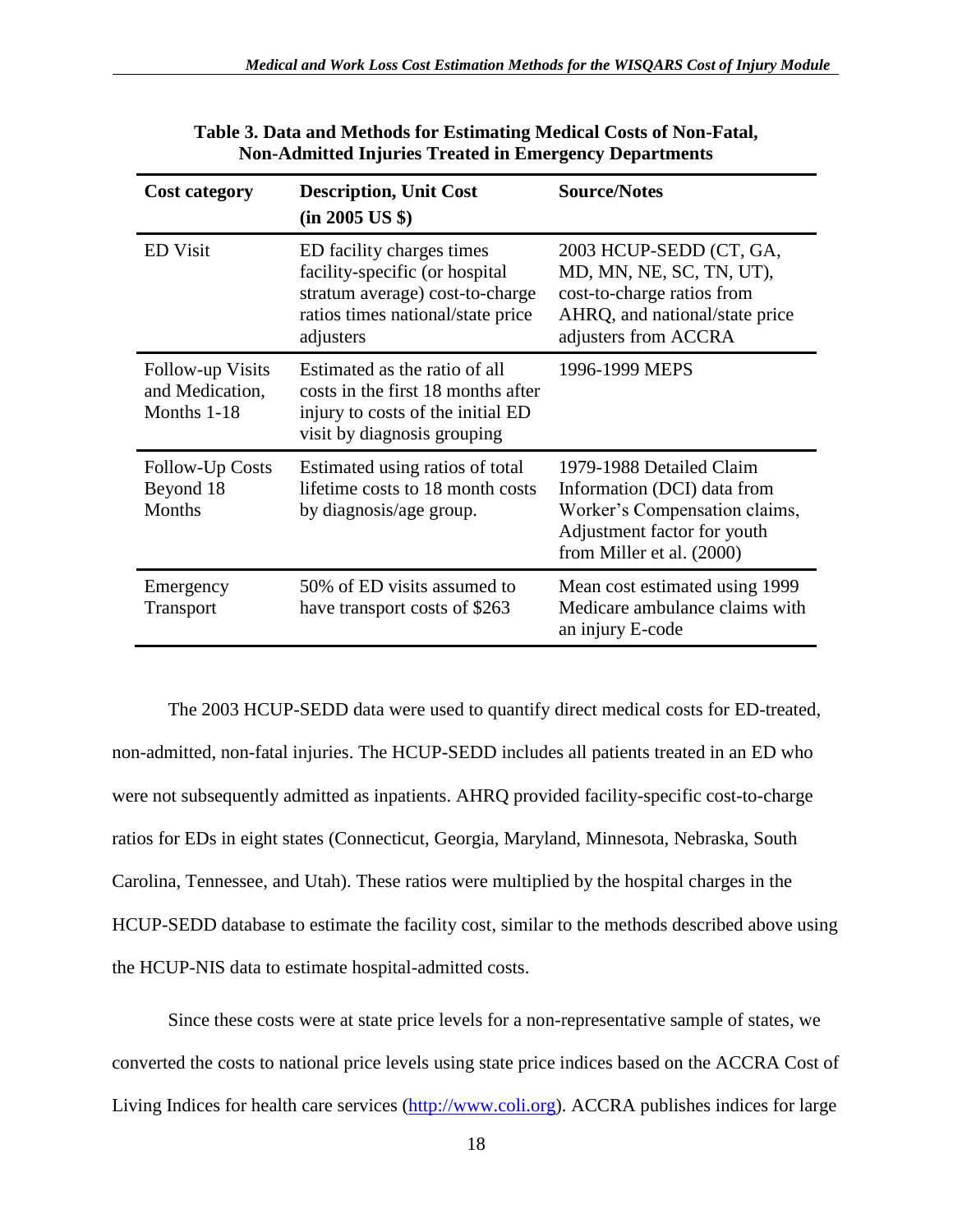**Table 3. Data and Methods for Estimating Medical Costs of Non-Fatal, Non-Admitted Injuries Treated in Emergency Departments**

| Cost category | Description, Unit Cost (in 2005 US $) | Source/Notes |
|---|---|---|
| ED Visit | ED facility charges times facility-specific (or hospital stratum average) cost-to-charge ratios times national/state price adjusters | 2003 HCUP-SEDD (CT, GA, MD, MN, NE, SC, TN, UT), cost-to-charge ratios from AHRQ, and national/state price adjusters from ACCRA |
| Follow-up Visits and Medication, Months 1-18 | Estimated as the ratio of all costs in the first 18 months after injury to costs of the initial ED visit by diagnosis grouping | 1996-1999 MEPS |
| Follow-Up Costs Beyond 18 Months | Estimated using ratios of total lifetime costs to 18 month costs by diagnosis/age group. | 1979-1988 Detailed Claim Information (DCI) data from Worker's Compensation claims, Adjustment factor for youth from Miller et al. (2000) |
| Emergency Transport | 50% of ED visits assumed to have transport costs of $263 | Mean cost estimated using 1999 Medicare ambulance claims with an injury E-code |

The 2003 HCUP-SEDD data were used to quantify direct medical costs for ED-treated, non-admitted, non-fatal injuries. The HCUP-SEDD includes all patients treated in an ED who were not subsequently admitted as inpatients. AHRQ provided facility-specific cost-to-charge ratios for EDs in eight states (Connecticut, Georgia, Maryland, Minnesota, Nebraska, South Carolina, Tennessee, and Utah). These ratios were multiplied by the hospital charges in the HCUP-SEDD database to estimate the facility cost, similar to the methods described above using the HCUP-NIS data to estimate hospital-admitted costs.

Since these costs were at state price levels for a non-representative sample of states, we converted the costs to national price levels using state price indices based on the ACCRA Cost of Living Indices for health care services (http://www.coli.org). ACCRA publishes indices for large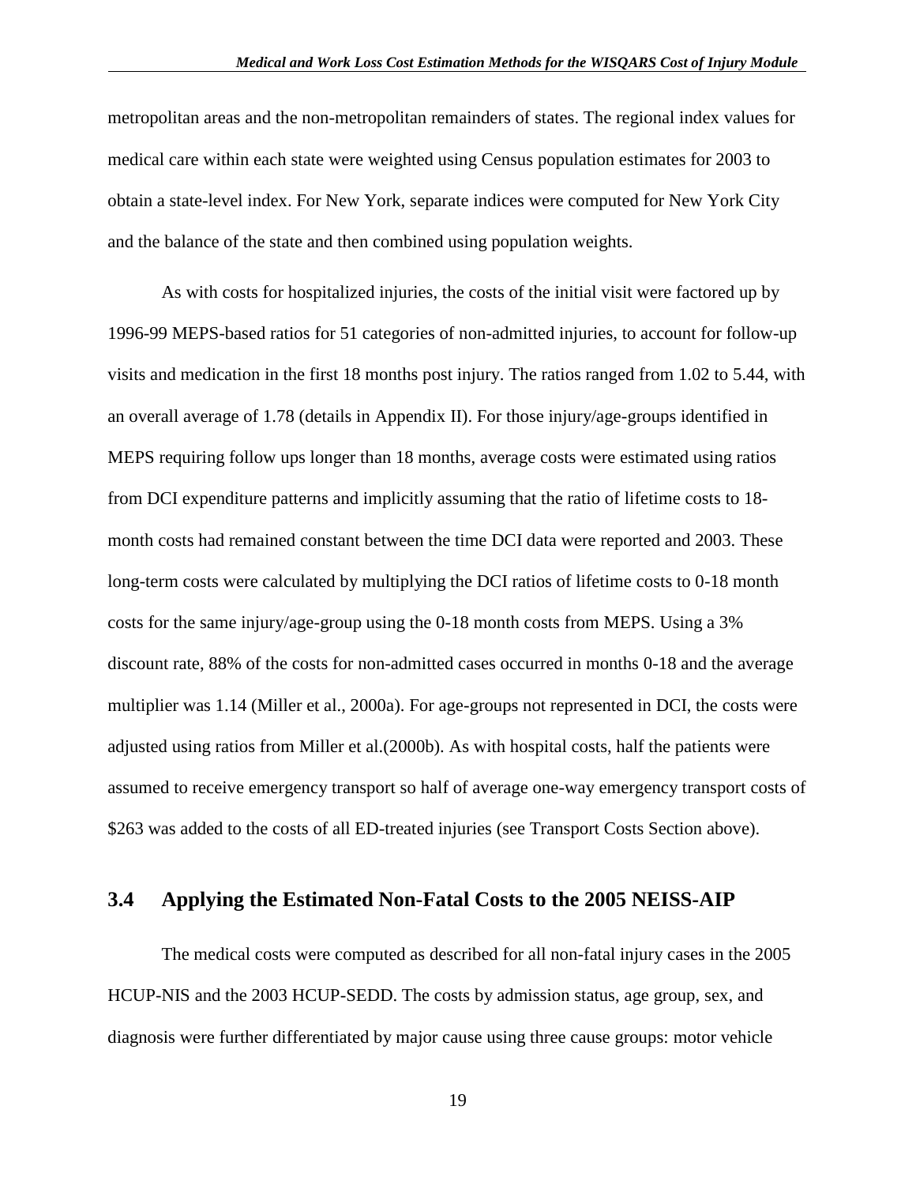metropolitan areas and the non-metropolitan remainders of states. The regional index values for medical care within each state were weighted using Census population estimates for 2003 to obtain a state-level index. For New York, separate indices were computed for New York City and the balance of the state and then combined using population weights.

As with costs for hospitalized injuries, the costs of the initial visit were factored up by 1996-99 MEPS-based ratios for 51 categories of non-admitted injuries, to account for follow-up visits and medication in the first 18 months post injury. The ratios ranged from 1.02 to 5.44, with an overall average of 1.78 (details in Appendix II). For those injury/age-groups identified in MEPS requiring follow ups longer than 18 months, average costs were estimated using ratios from DCI expenditure patterns and implicitly assuming that the ratio of lifetime costs to 18-month costs had remained constant between the time DCI data were reported and 2003. These long-term costs were calculated by multiplying the DCI ratios of lifetime costs to 0-18 month costs for the same injury/age-group using the 0-18 month costs from MEPS. Using a 3% discount rate, 88% of the costs for non-admitted cases occurred in months 0-18 and the average multiplier was 1.14 (Miller et al., 2000a). For age-groups not represented in DCI, the costs were adjusted using ratios from Miller et al.(2000b). As with hospital costs, half the patients were assumed to receive emergency transport so half of average one-way emergency transport costs of $263 was added to the costs of all ED-treated injuries (see Transport Costs Section above).

## 3.4 Applying the Estimated Non-Fatal Costs to the 2005 NEISS-AIP

The medical costs were computed as described for all non-fatal injury cases in the 2005 HCUP-NIS and the 2003 HCUP-SEDD. The costs by admission status, age group, sex, and diagnosis were further differentiated by major cause using three cause groups: motor vehicle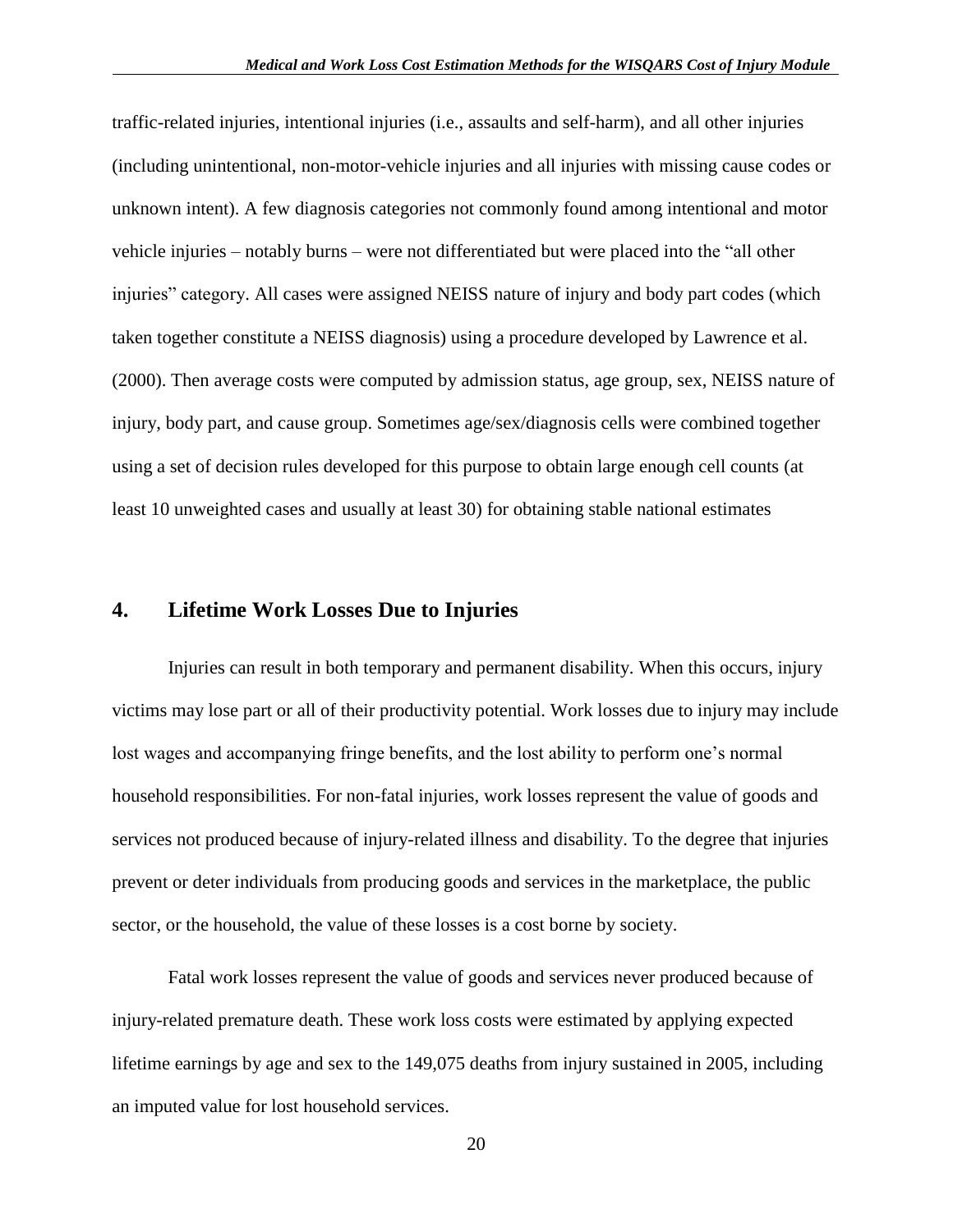traffic-related injuries, intentional injuries (i.e., assaults and self-harm), and all other injuries (including unintentional, non-motor-vehicle injuries and all injuries with missing cause codes or unknown intent). A few diagnosis categories not commonly found among intentional and motor vehicle injuries – notably burns – were not differentiated but were placed into the "all other injuries" category. All cases were assigned NEISS nature of injury and body part codes (which taken together constitute a NEISS diagnosis) using a procedure developed by Lawrence et al. (2000). Then average costs were computed by admission status, age group, sex, NEISS nature of injury, body part, and cause group. Sometimes age/sex/diagnosis cells were combined together using a set of decision rules developed for this purpose to obtain large enough cell counts (at least 10 unweighted cases and usually at least 30) for obtaining stable national estimates

## 4. Lifetime Work Losses Due to Injuries

Injuries can result in both temporary and permanent disability. When this occurs, injury victims may lose part or all of their productivity potential. Work losses due to injury may include lost wages and accompanying fringe benefits, and the lost ability to perform one's normal household responsibilities. For non-fatal injuries, work losses represent the value of goods and services not produced because of injury-related illness and disability. To the degree that injuries prevent or deter individuals from producing goods and services in the marketplace, the public sector, or the household, the value of these losses is a cost borne by society.

Fatal work losses represent the value of goods and services never produced because of injury-related premature death. These work loss costs were estimated by applying expected lifetime earnings by age and sex to the 149,075 deaths from injury sustained in 2005, including an imputed value for lost household services.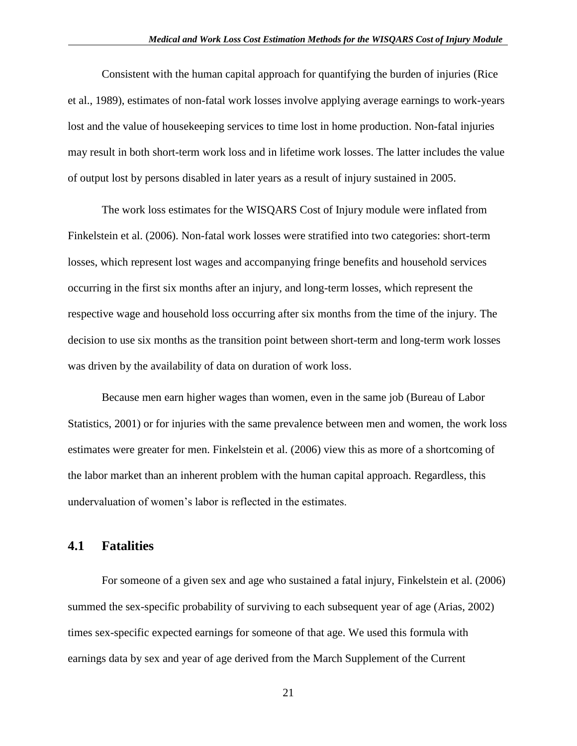Consistent with the human capital approach for quantifying the burden of injuries (Rice et al., 1989), estimates of non-fatal work losses involve applying average earnings to work-years lost and the value of housekeeping services to time lost in home production. Non-fatal injuries may result in both short-term work loss and in lifetime work losses. The latter includes the value of output lost by persons disabled in later years as a result of injury sustained in 2005.

The work loss estimates for the WISQARS Cost of Injury module were inflated from Finkelstein et al. (2006). Non-fatal work losses were stratified into two categories: short-term losses, which represent lost wages and accompanying fringe benefits and household services occurring in the first six months after an injury, and long-term losses, which represent the respective wage and household loss occurring after six months from the time of the injury. The decision to use six months as the transition point between short-term and long-term work losses was driven by the availability of data on duration of work loss.

Because men earn higher wages than women, even in the same job (Bureau of Labor Statistics, 2001) or for injuries with the same prevalence between men and women, the work loss estimates were greater for men. Finkelstein et al. (2006) view this as more of a shortcoming of the labor market than an inherent problem with the human capital approach. Regardless, this undervaluation of women's labor is reflected in the estimates.

## 4.1 Fatalities

For someone of a given sex and age who sustained a fatal injury, Finkelstein et al. (2006) summed the sex-specific probability of surviving to each subsequent year of age (Arias, 2002) times sex-specific expected earnings for someone of that age. We used this formula with earnings data by sex and year of age derived from the March Supplement of the Current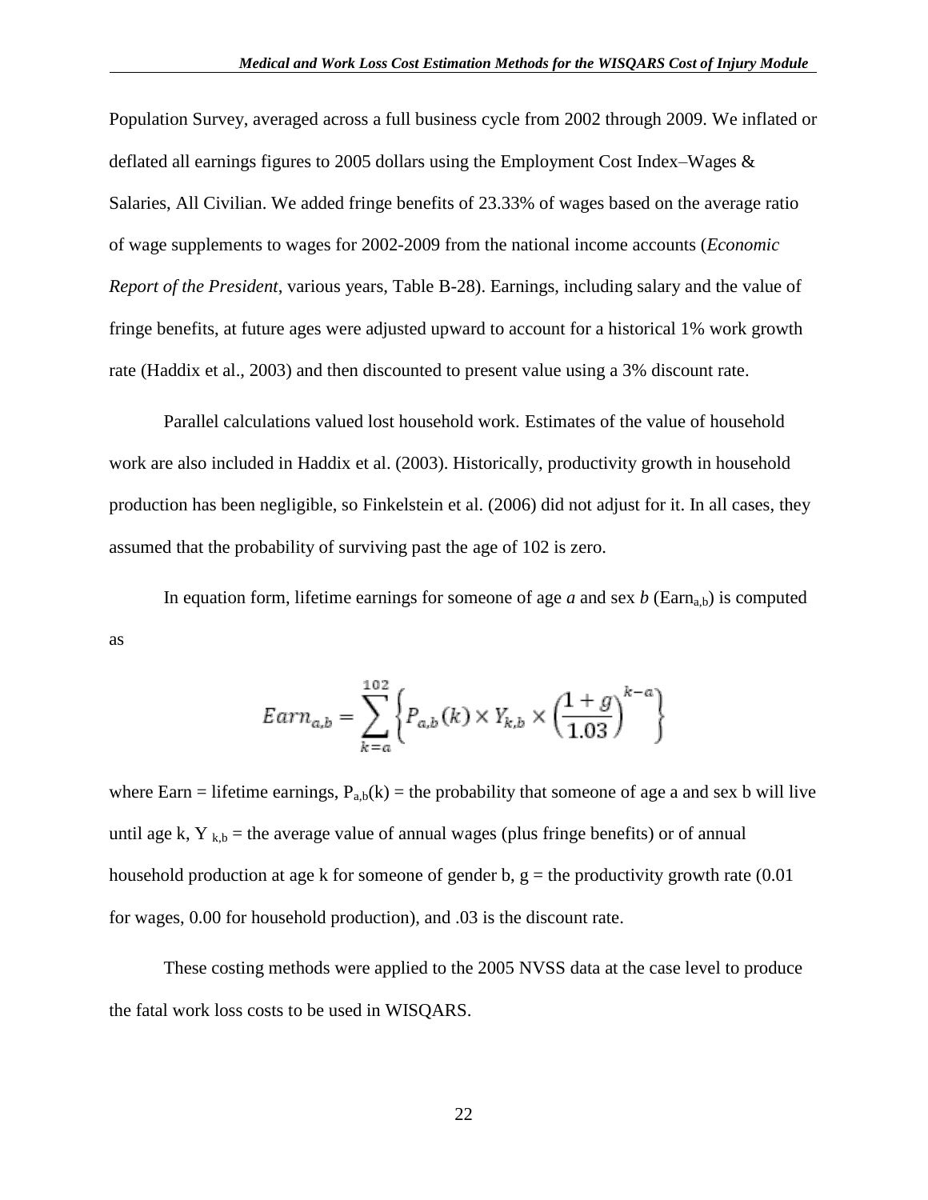Population Survey, averaged across a full business cycle from 2002 through 2009. We inflated or deflated all earnings figures to 2005 dollars using the Employment Cost Index–Wages & Salaries, All Civilian. We added fringe benefits of 23.33% of wages based on the average ratio of wage supplements to wages for 2002-2009 from the national income accounts (*Economic Report of the President*, various years, Table B-28). Earnings, including salary and the value of fringe benefits, at future ages were adjusted upward to account for a historical 1% work growth rate (Haddix et al., 2003) and then discounted to present value using a 3% discount rate.

Parallel calculations valued lost household work. Estimates of the value of household work are also included in Haddix et al. (2003). Historically, productivity growth in household production has been negligible, so Finkelstein et al. (2006) did not adjust for it. In all cases, they assumed that the probability of surviving past the age of 102 is zero.

In equation form, lifetime earnings for someone of age *a* and sex *b* ($Earn_{a,b}$) is computed as

$$Earn_{a,b} = \sum_{k=a}^{102} \left\{ P_{a,b}(k) \times Y_{k,b} \times \left( \frac{1+g}{1.03} \right)^{k-a} \right\}$$

where Earn = lifetime earnings, $P_{a,b}(k)$ = the probability that someone of age a and sex b will live until age k, $Y_{k,b}$ = the average value of annual wages (plus fringe benefits) or of annual household production at age k for someone of gender b, g = the productivity growth rate (0.01 for wages, 0.00 for household production), and .03 is the discount rate.

These costing methods were applied to the 2005 NVSS data at the case level to produce the fatal work loss costs to be used in WISQARS.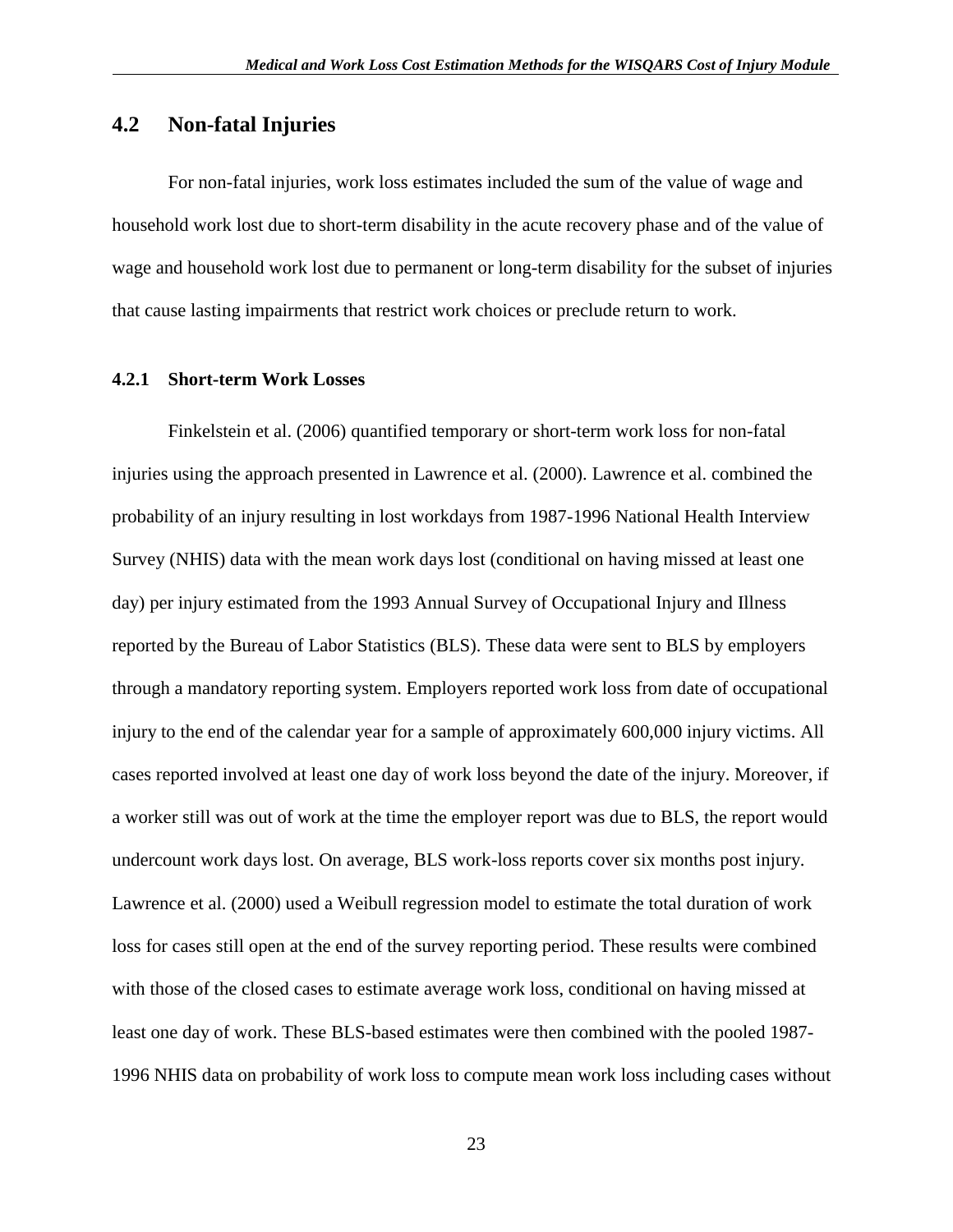## 4.2 Non-fatal Injuries

For non-fatal injuries, work loss estimates included the sum of the value of wage and household work lost due to short-term disability in the acute recovery phase and of the value of wage and household work lost due to permanent or long-term disability for the subset of injuries that cause lasting impairments that restrict work choices or preclude return to work.

### 4.2.1 Short-term Work Losses

Finkelstein et al. (2006) quantified temporary or short-term work loss for non-fatal injuries using the approach presented in Lawrence et al. (2000). Lawrence et al. combined the probability of an injury resulting in lost workdays from 1987-1996 National Health Interview Survey (NHIS) data with the mean work days lost (conditional on having missed at least one day) per injury estimated from the 1993 Annual Survey of Occupational Injury and Illness reported by the Bureau of Labor Statistics (BLS). These data were sent to BLS by employers through a mandatory reporting system. Employers reported work loss from date of occupational injury to the end of the calendar year for a sample of approximately 600,000 injury victims. All cases reported involved at least one day of work loss beyond the date of the injury. Moreover, if a worker still was out of work at the time the employer report was due to BLS, the report would undercount work days lost. On average, BLS work-loss reports cover six months post injury. Lawrence et al. (2000) used a Weibull regression model to estimate the total duration of work loss for cases still open at the end of the survey reporting period. These results were combined with those of the closed cases to estimate average work loss, conditional on having missed at least one day of work. These BLS-based estimates were then combined with the pooled 1987-1996 NHIS data on probability of work loss to compute mean work loss including cases without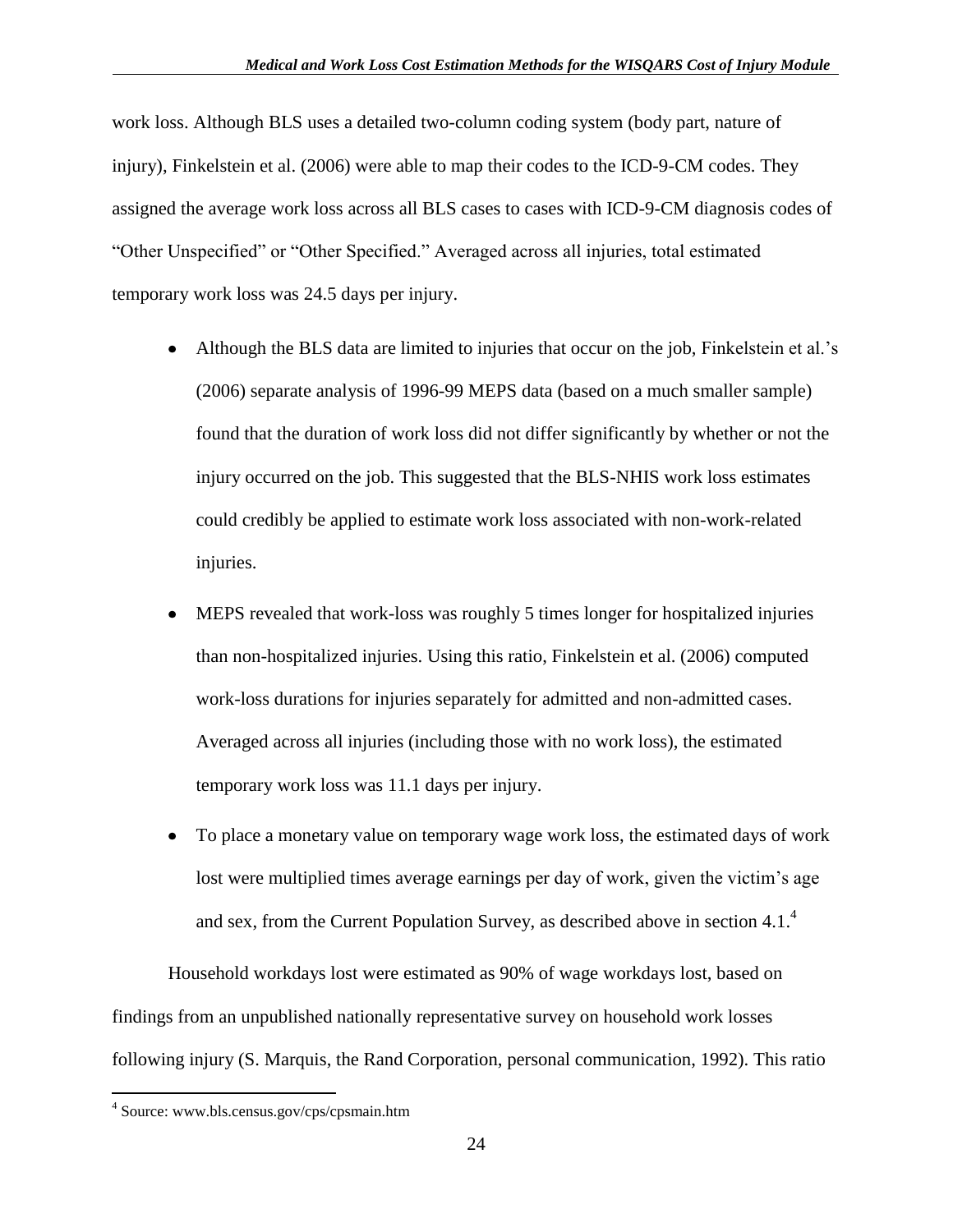work loss. Although BLS uses a detailed two-column coding system (body part, nature of injury), Finkelstein et al. (2006) were able to map their codes to the ICD-9-CM codes. They assigned the average work loss across all BLS cases to cases with ICD-9-CM diagnosis codes of "Other Unspecified" or "Other Specified." Averaged across all injuries, total estimated temporary work loss was 24.5 days per injury.

- Although the BLS data are limited to injuries that occur on the job, Finkelstein et al.'s (2006) separate analysis of 1996-99 MEPS data (based on a much smaller sample) found that the duration of work loss did not differ significantly by whether or not the injury occurred on the job. This suggested that the BLS-NHIS work loss estimates could credibly be applied to estimate work loss associated with non-work-related injuries.
- MEPS revealed that work-loss was roughly 5 times longer for hospitalized injuries than non-hospitalized injuries. Using this ratio, Finkelstein et al. (2006) computed work-loss durations for injuries separately for admitted and non-admitted cases. Averaged across all injuries (including those with no work loss), the estimated temporary work loss was 11.1 days per injury.
- To place a monetary value on temporary wage work loss, the estimated days of work lost were multiplied times average earnings per day of work, given the victim's age and sex, from the Current Population Survey, as described above in section 4.1.[4]

Household workdays lost were estimated as 90% of wage workdays lost, based on findings from an unpublished nationally representative survey on household work losses following injury (S. Marquis, the Rand Corporation, personal communication, 1992). This ratio

[4] Source: www.bls.census.gov/cps/cpsmain.htm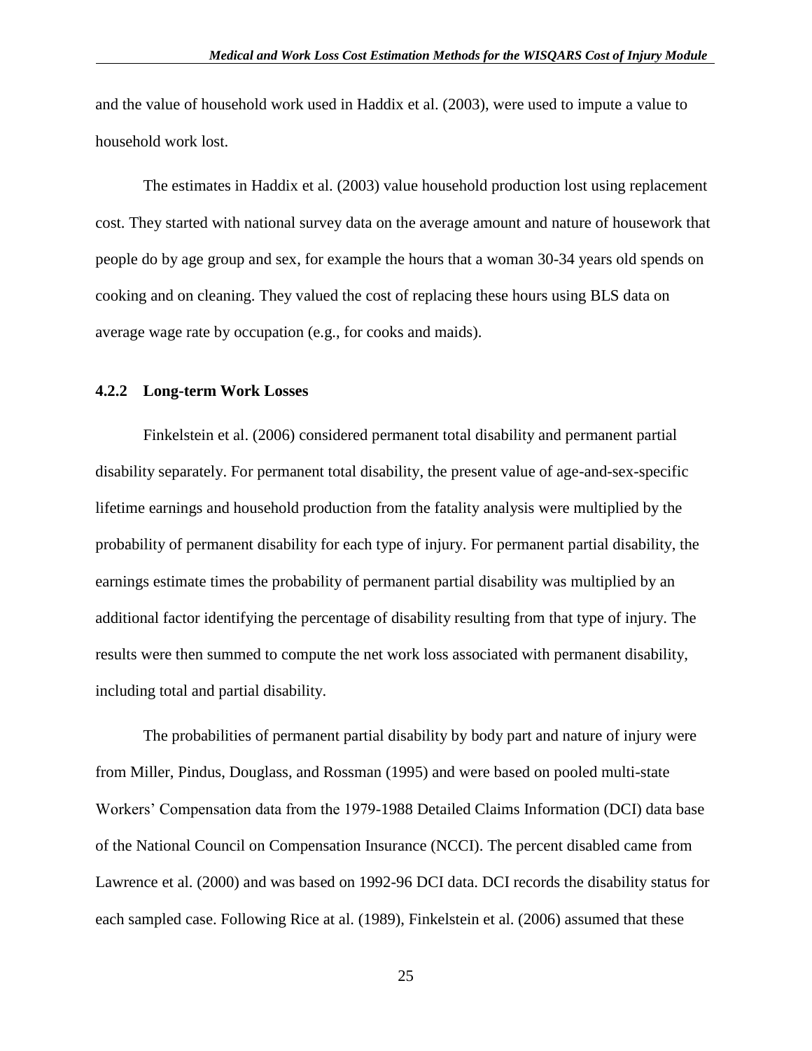and the value of household work used in Haddix et al. (2003), were used to impute a value to household work lost.

The estimates in Haddix et al. (2003) value household production lost using replacement cost. They started with national survey data on the average amount and nature of housework that people do by age group and sex, for example the hours that a woman 30-34 years old spends on cooking and on cleaning. They valued the cost of replacing these hours using BLS data on average wage rate by occupation (e.g., for cooks and maids).

### 4.2.2 Long-term Work Losses

Finkelstein et al. (2006) considered permanent total disability and permanent partial disability separately. For permanent total disability, the present value of age-and-sex-specific lifetime earnings and household production from the fatality analysis were multiplied by the probability of permanent disability for each type of injury. For permanent partial disability, the earnings estimate times the probability of permanent partial disability was multiplied by an additional factor identifying the percentage of disability resulting from that type of injury. The results were then summed to compute the net work loss associated with permanent disability, including total and partial disability.

The probabilities of permanent partial disability by body part and nature of injury were from Miller, Pindus, Douglass, and Rossman (1995) and were based on pooled multi-state Workers' Compensation data from the 1979-1988 Detailed Claims Information (DCI) data base of the National Council on Compensation Insurance (NCCI). The percent disabled came from Lawrence et al. (2000) and was based on 1992-96 DCI data. DCI records the disability status for each sampled case. Following Rice at al. (1989), Finkelstein et al. (2006) assumed that these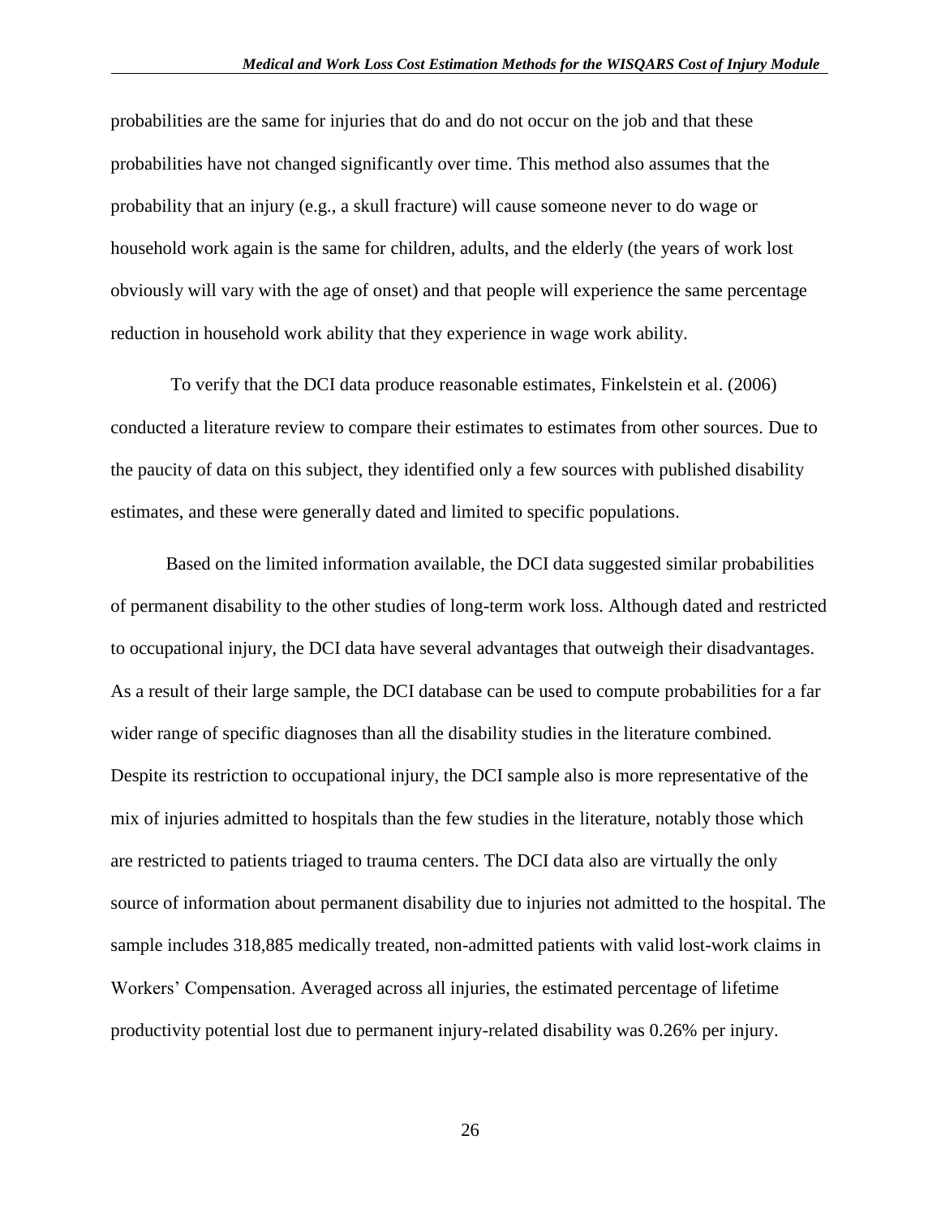probabilities are the same for injuries that do and do not occur on the job and that these probabilities have not changed significantly over time. This method also assumes that the probability that an injury (e.g., a skull fracture) will cause someone never to do wage or household work again is the same for children, adults, and the elderly (the years of work lost obviously will vary with the age of onset) and that people will experience the same percentage reduction in household work ability that they experience in wage work ability.

To verify that the DCI data produce reasonable estimates, Finkelstein et al. (2006) conducted a literature review to compare their estimates to estimates from other sources. Due to the paucity of data on this subject, they identified only a few sources with published disability estimates, and these were generally dated and limited to specific populations.

Based on the limited information available, the DCI data suggested similar probabilities of permanent disability to the other studies of long-term work loss. Although dated and restricted to occupational injury, the DCI data have several advantages that outweigh their disadvantages. As a result of their large sample, the DCI database can be used to compute probabilities for a far wider range of specific diagnoses than all the disability studies in the literature combined. Despite its restriction to occupational injury, the DCI sample also is more representative of the mix of injuries admitted to hospitals than the few studies in the literature, notably those which are restricted to patients triaged to trauma centers. The DCI data also are virtually the only source of information about permanent disability due to injuries not admitted to the hospital. The sample includes 318,885 medically treated, non-admitted patients with valid lost-work claims in Workers' Compensation. Averaged across all injuries, the estimated percentage of lifetime productivity potential lost due to permanent injury-related disability was 0.26% per injury.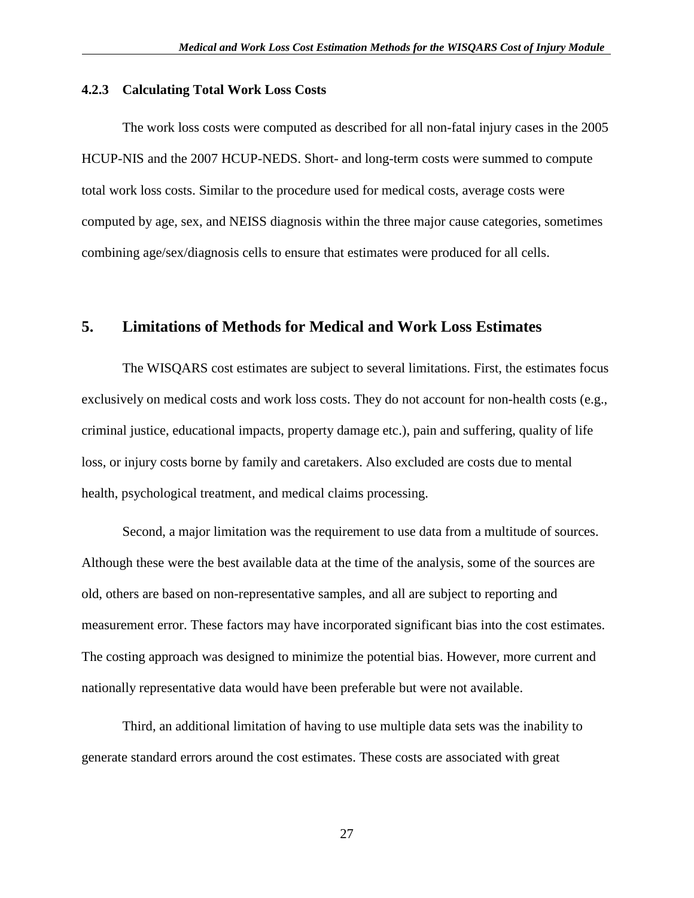### 4.2.3 Calculating Total Work Loss Costs

The work loss costs were computed as described for all non-fatal injury cases in the 2005 HCUP-NIS and the 2007 HCUP-NEDS. Short- and long-term costs were summed to compute total work loss costs. Similar to the procedure used for medical costs, average costs were computed by age, sex, and NEISS diagnosis within the three major cause categories, sometimes combining age/sex/diagnosis cells to ensure that estimates were produced for all cells.

## 5. Limitations of Methods for Medical and Work Loss Estimates

The WISQARS cost estimates are subject to several limitations. First, the estimates focus exclusively on medical costs and work loss costs. They do not account for non-health costs (e.g., criminal justice, educational impacts, property damage etc.), pain and suffering, quality of life loss, or injury costs borne by family and caretakers. Also excluded are costs due to mental health, psychological treatment, and medical claims processing.

Second, a major limitation was the requirement to use data from a multitude of sources. Although these were the best available data at the time of the analysis, some of the sources are old, others are based on non-representative samples, and all are subject to reporting and measurement error. These factors may have incorporated significant bias into the cost estimates. The costing approach was designed to minimize the potential bias. However, more current and nationally representative data would have been preferable but were not available.

Third, an additional limitation of having to use multiple data sets was the inability to generate standard errors around the cost estimates. These costs are associated with great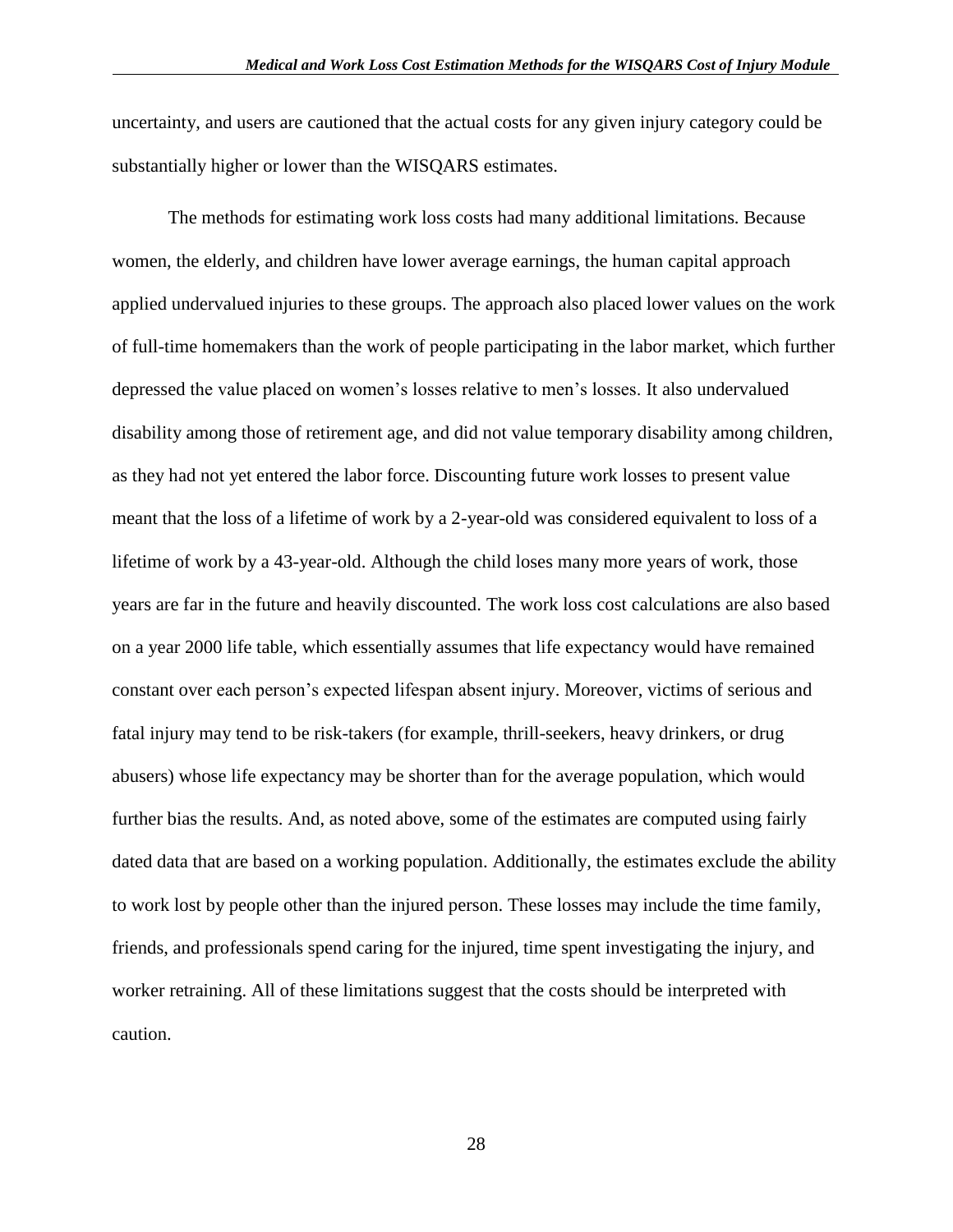uncertainty, and users are cautioned that the actual costs for any given injury category could be substantially higher or lower than the WISQARS estimates.

The methods for estimating work loss costs had many additional limitations. Because women, the elderly, and children have lower average earnings, the human capital approach applied undervalued injuries to these groups. The approach also placed lower values on the work of full-time homemakers than the work of people participating in the labor market, which further depressed the value placed on women's losses relative to men's losses. It also undervalued disability among those of retirement age, and did not value temporary disability among children, as they had not yet entered the labor force. Discounting future work losses to present value meant that the loss of a lifetime of work by a 2-year-old was considered equivalent to loss of a lifetime of work by a 43-year-old. Although the child loses many more years of work, those years are far in the future and heavily discounted. The work loss cost calculations are also based on a year 2000 life table, which essentially assumes that life expectancy would have remained constant over each person's expected lifespan absent injury. Moreover, victims of serious and fatal injury may tend to be risk-takers (for example, thrill-seekers, heavy drinkers, or drug abusers) whose life expectancy may be shorter than for the average population, which would further bias the results. And, as noted above, some of the estimates are computed using fairly dated data that are based on a working population. Additionally, the estimates exclude the ability to work lost by people other than the injured person. These losses may include the time family, friends, and professionals spend caring for the injured, time spent investigating the injury, and worker retraining. All of these limitations suggest that the costs should be interpreted with caution.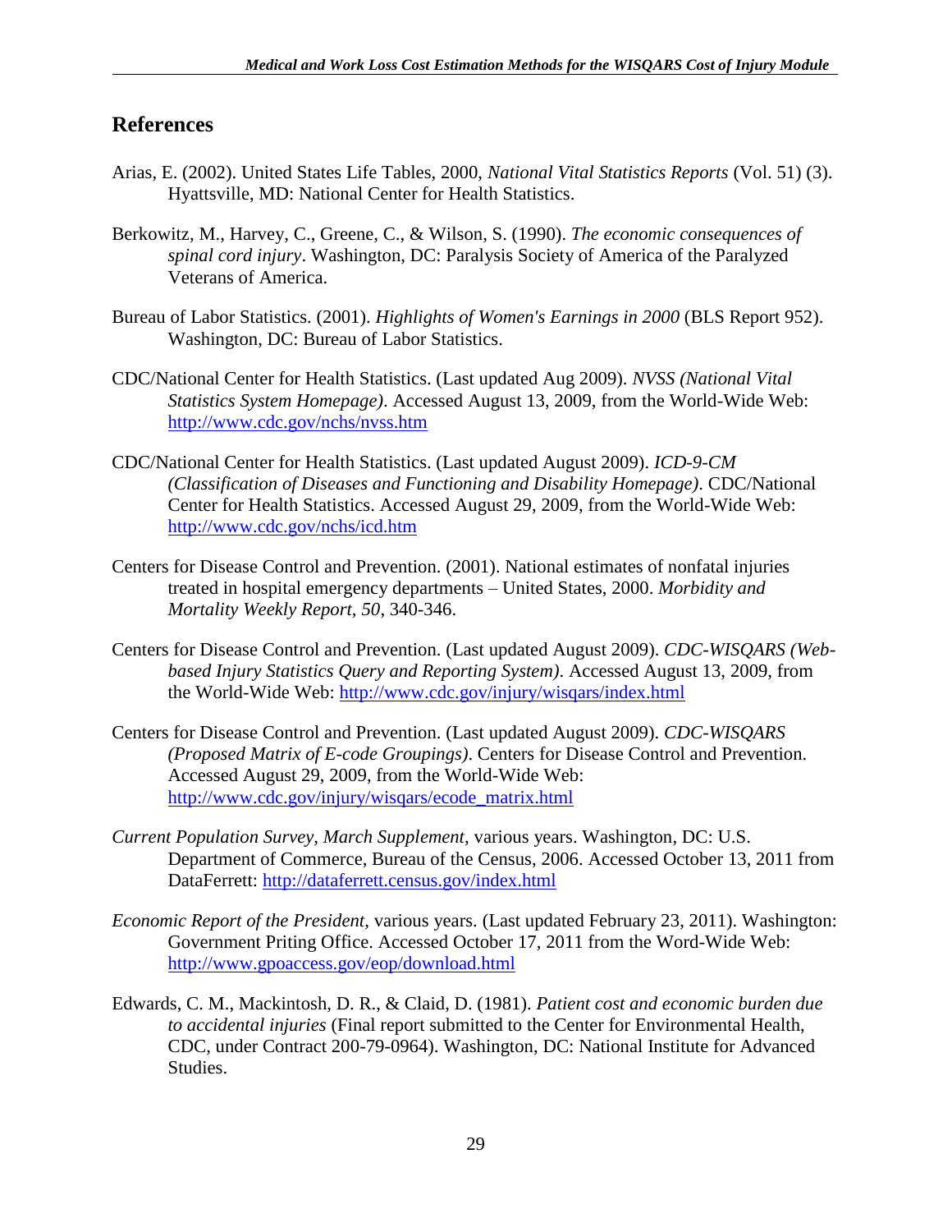## References

Arias, E. (2002). United States Life Tables, 2000, *National Vital Statistics Reports* (Vol. 51) (3). Hyattsville, MD: National Center for Health Statistics.

Berkowitz, M., Harvey, C., Greene, C., & Wilson, S. (1990). *The economic consequences of spinal cord injury*. Washington, DC: Paralysis Society of America of the Paralyzed Veterans of America.

Bureau of Labor Statistics. (2001). *Highlights of Women's Earnings in 2000* (BLS Report 952). Washington, DC: Bureau of Labor Statistics.

CDC/National Center for Health Statistics. (Last updated Aug 2009). *NVSS (National Vital Statistics System Homepage)*. Accessed August 13, 2009, from the World-Wide Web: http://www.cdc.gov/nchs/nvss.htm

CDC/National Center for Health Statistics. (Last updated August 2009). *ICD-9-CM (Classification of Diseases and Functioning and Disability Homepage)*. CDC/National Center for Health Statistics. Accessed August 29, 2009, from the World-Wide Web: http://www.cdc.gov/nchs/icd.htm

Centers for Disease Control and Prevention. (2001). National estimates of nonfatal injuries treated in hospital emergency departments – United States, 2000. *Morbidity and Mortality Weekly Report, 50*, 340-346.

Centers for Disease Control and Prevention. (Last updated August 2009). *CDC-WISQARS (Web-based Injury Statistics Query and Reporting System)*. Accessed August 13, 2009, from the World-Wide Web: http://www.cdc.gov/injury/wisqars/index.html

Centers for Disease Control and Prevention. (Last updated August 2009). *CDC-WISQARS (Proposed Matrix of E-code Groupings)*. Centers for Disease Control and Prevention. Accessed August 29, 2009, from the World-Wide Web: http://www.cdc.gov/injury/wisqars/ecode_matrix.html

*Current Population Survey, March Supplement*, various years. Washington, DC: U.S. Department of Commerce, Bureau of the Census, 2006. Accessed October 13, 2011 from DataFerrett: http://dataferrett.census.gov/index.html

*Economic Report of the President*, various years. (Last updated February 23, 2011). Washington: Government Priting Office. Accessed October 17, 2011 from the Word-Wide Web: http://www.gpoaccess.gov/eop/download.html

Edwards, C. M., Mackintosh, D. R., & Claid, D. (1981). *Patient cost and economic burden due to accidental injuries* (Final report submitted to the Center for Environmental Health, CDC, under Contract 200-79-0964). Washington, DC: National Institute for Advanced Studies.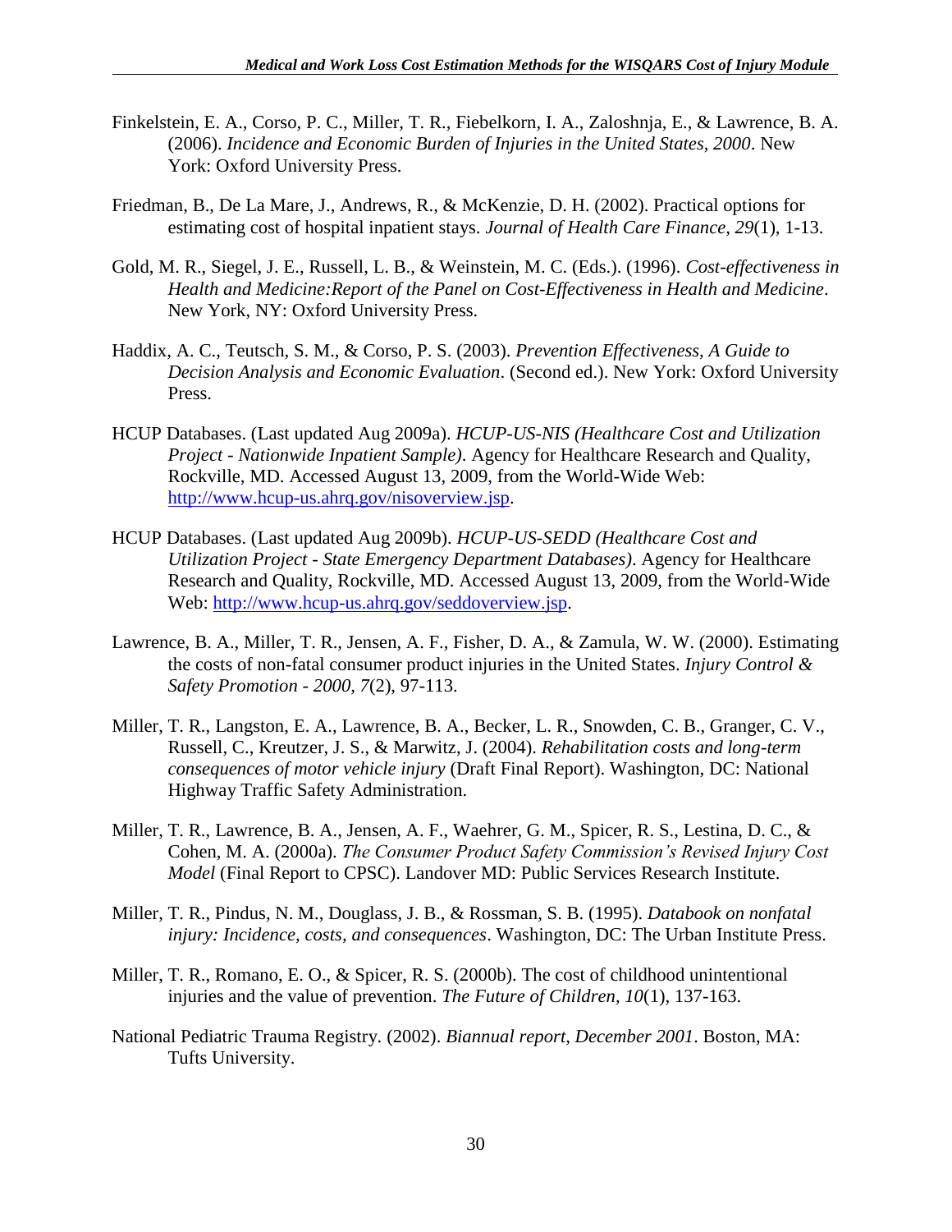Finkelstein, E. A., Corso, P. C., Miller, T. R., Fiebelkorn, I. A., Zaloshnja, E., & Lawrence, B. A. (2006). *Incidence and Economic Burden of Injuries in the United States, 2000*. New York: Oxford University Press.

Friedman, B., De La Mare, J., Andrews, R., & McKenzie, D. H. (2002). Practical options for estimating cost of hospital inpatient stays. *Journal of Health Care Finance, 29*(1), 1-13.

Gold, M. R., Siegel, J. E., Russell, L. B., & Weinstein, M. C. (Eds.). (1996). *Cost-effectiveness in Health and Medicine:Report of the Panel on Cost-Effectiveness in Health and Medicine*. New York, NY: Oxford University Press.

Haddix, A. C., Teutsch, S. M., & Corso, P. S. (2003). *Prevention Effectiveness, A Guide to Decision Analysis and Economic Evaluation*. (Second ed.). New York: Oxford University Press.

HCUP Databases. (Last updated Aug 2009a). *HCUP-US-NIS (Healthcare Cost and Utilization Project - Nationwide Inpatient Sample)*. Agency for Healthcare Research and Quality, Rockville, MD. Accessed August 13, 2009, from the World-Wide Web: http://www.hcup-us.ahrq.gov/nisoverview.jsp.

HCUP Databases. (Last updated Aug 2009b). *HCUP-US-SEDD (Healthcare Cost and Utilization Project - State Emergency Department Databases)*. Agency for Healthcare Research and Quality, Rockville, MD. Accessed August 13, 2009, from the World-Wide Web: http://www.hcup-us.ahrq.gov/seddoverview.jsp.

Lawrence, B. A., Miller, T. R., Jensen, A. F., Fisher, D. A., & Zamula, W. W. (2000). Estimating the costs of non-fatal consumer product injuries in the United States. *Injury Control & Safety Promotion - 2000, 7*(2), 97-113.

Miller, T. R., Langston, E. A., Lawrence, B. A., Becker, L. R., Snowden, C. B., Granger, C. V., Russell, C., Kreutzer, J. S., & Marwitz, J. (2004). *Rehabilitation costs and long-term consequences of motor vehicle injury* (Draft Final Report). Washington, DC: National Highway Traffic Safety Administration.

Miller, T. R., Lawrence, B. A., Jensen, A. F., Waehrer, G. M., Spicer, R. S., Lestina, D. C., & Cohen, M. A. (2000a). *The Consumer Product Safety Commission's Revised Injury Cost Model* (Final Report to CPSC). Landover MD: Public Services Research Institute.

Miller, T. R., Pindus, N. M., Douglass, J. B., & Rossman, S. B. (1995). *Databook on nonfatal injury: Incidence, costs, and consequences*. Washington, DC: The Urban Institute Press.

Miller, T. R., Romano, E. O., & Spicer, R. S. (2000b). The cost of childhood unintentional injuries and the value of prevention. *The Future of Children, 10*(1), 137-163.

National Pediatric Trauma Registry. (2002). *Biannual report, December 2001*. Boston, MA: Tufts University.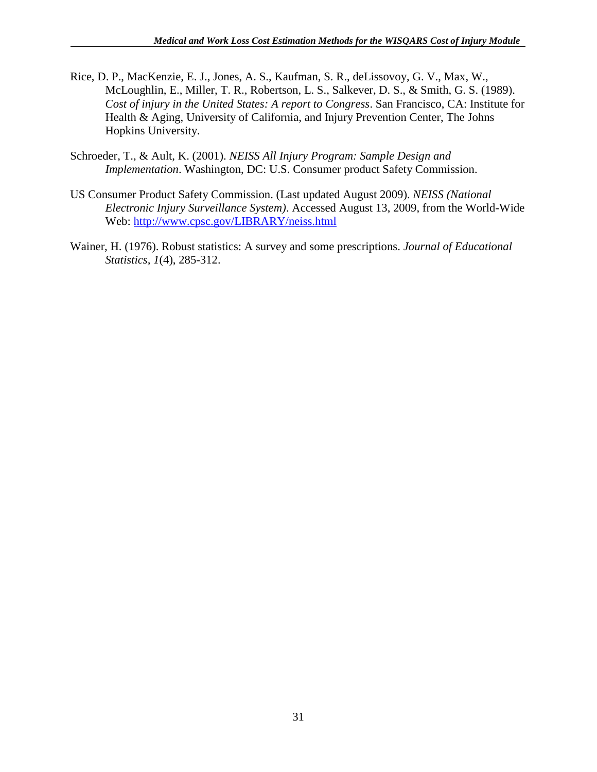Rice, D. P., MacKenzie, E. J., Jones, A. S., Kaufman, S. R., deLissovoy, G. V., Max, W., McLoughlin, E., Miller, T. R., Robertson, L. S., Salkever, D. S., & Smith, G. S. (1989). *Cost of injury in the United States: A report to Congress*. San Francisco, CA: Institute for Health & Aging, University of California, and Injury Prevention Center, The Johns Hopkins University.

Schroeder, T., & Ault, K. (2001). *NEISS All Injury Program: Sample Design and Implementation*. Washington, DC: U.S. Consumer product Safety Commission.

US Consumer Product Safety Commission. (Last updated August 2009). *NEISS (National Electronic Injury Surveillance System)*. Accessed August 13, 2009, from the World-Wide Web: http://www.cpsc.gov/LIBRARY/neiss.html

Wainer, H. (1976). Robust statistics: A survey and some prescriptions. *Journal of Educational Statistics*, *1*(4), 285-312.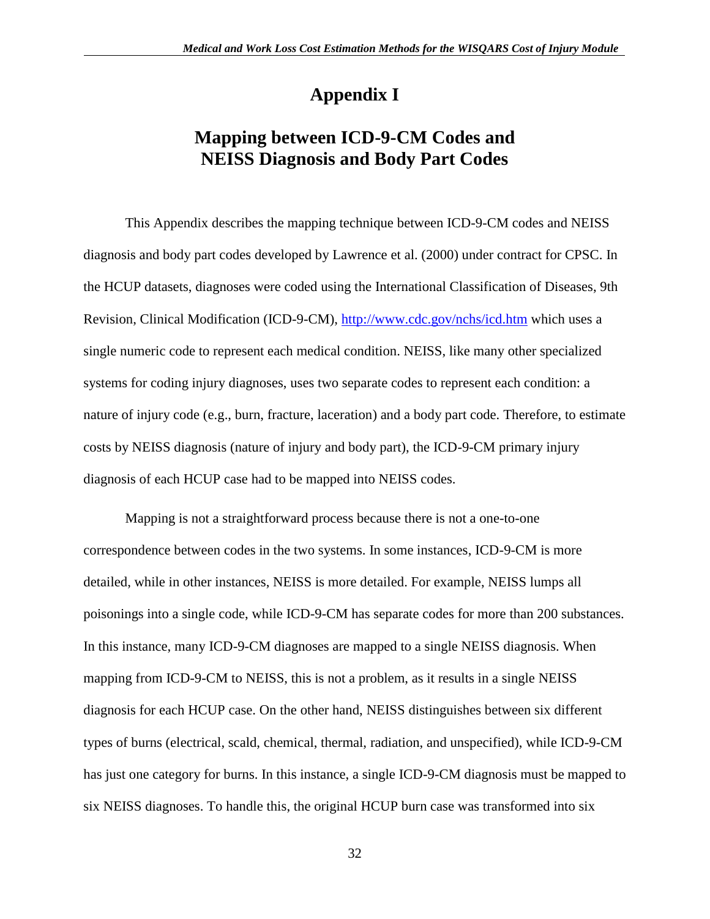# Appendix I

## Mapping between ICD-9-CM Codes and NEISS Diagnosis and Body Part Codes

This Appendix describes the mapping technique between ICD-9-CM codes and NEISS diagnosis and body part codes developed by Lawrence et al. (2000) under contract for CPSC. In the HCUP datasets, diagnoses were coded using the International Classification of Diseases, 9th Revision, Clinical Modification (ICD-9-CM), http://www.cdc.gov/nchs/icd.htm which uses a single numeric code to represent each medical condition. NEISS, like many other specialized systems for coding injury diagnoses, uses two separate codes to represent each condition: a nature of injury code (e.g., burn, fracture, laceration) and a body part code. Therefore, to estimate costs by NEISS diagnosis (nature of injury and body part), the ICD-9-CM primary injury diagnosis of each HCUP case had to be mapped into NEISS codes.

Mapping is not a straightforward process because there is not a one-to-one correspondence between codes in the two systems. In some instances, ICD-9-CM is more detailed, while in other instances, NEISS is more detailed. For example, NEISS lumps all poisonings into a single code, while ICD-9-CM has separate codes for more than 200 substances. In this instance, many ICD-9-CM diagnoses are mapped to a single NEISS diagnosis. When mapping from ICD-9-CM to NEISS, this is not a problem, as it results in a single NEISS diagnosis for each HCUP case. On the other hand, NEISS distinguishes between six different types of burns (electrical, scald, chemical, thermal, radiation, and unspecified), while ICD-9-CM has just one category for burns. In this instance, a single ICD-9-CM diagnosis must be mapped to six NEISS diagnoses. To handle this, the original HCUP burn case was transformed into six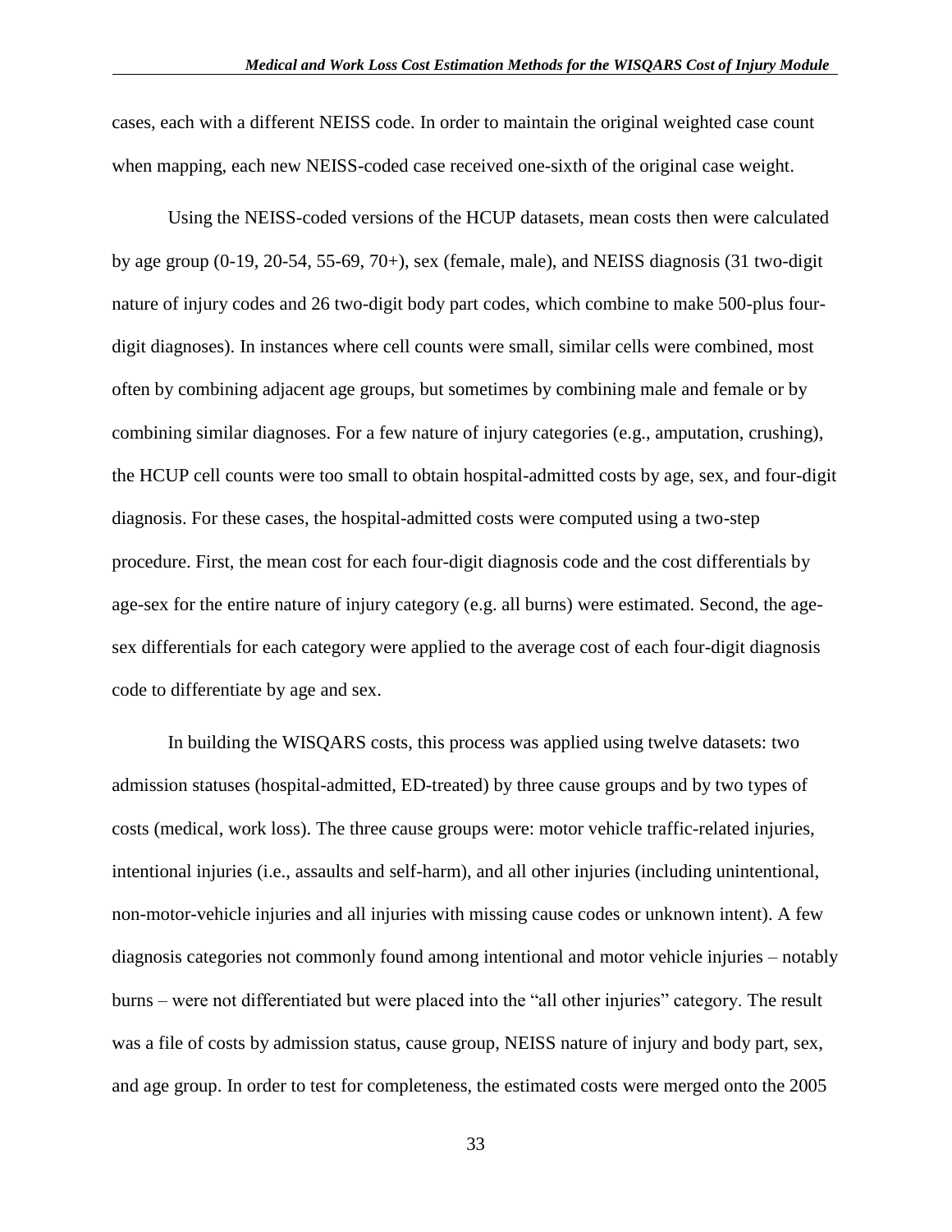cases, each with a different NEISS code. In order to maintain the original weighted case count when mapping, each new NEISS-coded case received one-sixth of the original case weight.

Using the NEISS-coded versions of the HCUP datasets, mean costs then were calculated by age group (0-19, 20-54, 55-69, 70+), sex (female, male), and NEISS diagnosis (31 two-digit nature of injury codes and 26 two-digit body part codes, which combine to make 500-plus four-digit diagnoses). In instances where cell counts were small, similar cells were combined, most often by combining adjacent age groups, but sometimes by combining male and female or by combining similar diagnoses. For a few nature of injury categories (e.g., amputation, crushing), the HCUP cell counts were too small to obtain hospital-admitted costs by age, sex, and four-digit diagnosis. For these cases, the hospital-admitted costs were computed using a two-step procedure. First, the mean cost for each four-digit diagnosis code and the cost differentials by age-sex for the entire nature of injury category (e.g. all burns) were estimated. Second, the age-sex differentials for each category were applied to the average cost of each four-digit diagnosis code to differentiate by age and sex.

In building the WISQARS costs, this process was applied using twelve datasets: two admission statuses (hospital-admitted, ED-treated) by three cause groups and by two types of costs (medical, work loss). The three cause groups were: motor vehicle traffic-related injuries, intentional injuries (i.e., assaults and self-harm), and all other injuries (including unintentional, non-motor-vehicle injuries and all injuries with missing cause codes or unknown intent). A few diagnosis categories not commonly found among intentional and motor vehicle injuries – notably burns – were not differentiated but were placed into the "all other injuries" category. The result was a file of costs by admission status, cause group, NEISS nature of injury and body part, sex, and age group. In order to test for completeness, the estimated costs were merged onto the 2005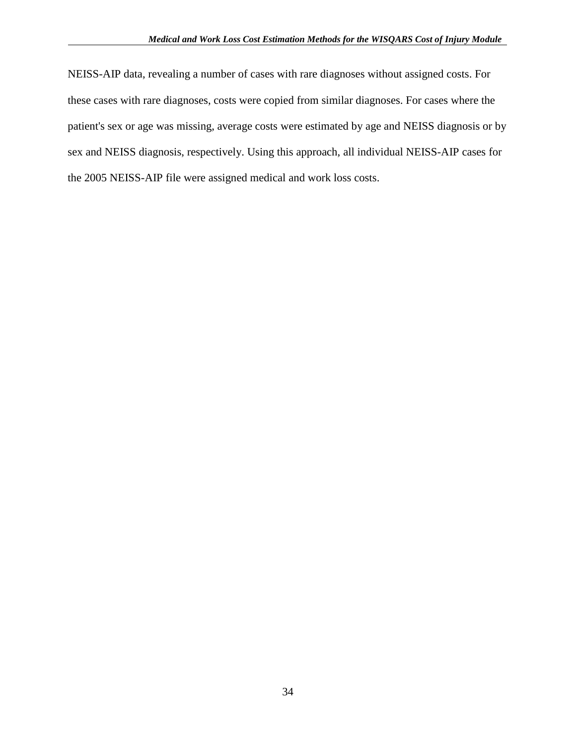NEISS-AIP data, revealing a number of cases with rare diagnoses without assigned costs. For these cases with rare diagnoses, costs were copied from similar diagnoses. For cases where the patient's sex or age was missing, average costs were estimated by age and NEISS diagnosis or by sex and NEISS diagnosis, respectively. Using this approach, all individual NEISS-AIP cases for the 2005 NEISS-AIP file were assigned medical and work loss costs.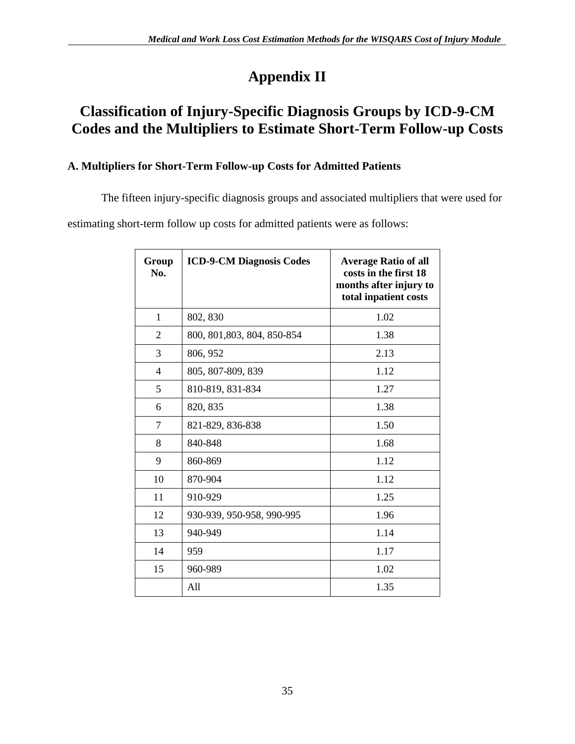# Appendix II

## Classification of Injury-Specific Diagnosis Groups by ICD-9-CM Codes and the Multipliers to Estimate Short-Term Follow-up Costs

### A. Multipliers for Short-Term Follow-up Costs for Admitted Patients

The fifteen injury-specific diagnosis groups and associated multipliers that were used for estimating short-term follow up costs for admitted patients were as follows:

| Group No. | ICD-9-CM Diagnosis Codes | Average Ratio of all costs in the first 18 months after injury to total inpatient costs |
|---|---|---|
| 1 | 802, 830 | 1.02 |
| 2 | 800, 801,803, 804, 850-854 | 1.38 |
| 3 | 806, 952 | 2.13 |
| 4 | 805, 807-809, 839 | 1.12 |
| 5 | 810-819, 831-834 | 1.27 |
| 6 | 820, 835 | 1.38 |
| 7 | 821-829, 836-838 | 1.50 |
| 8 | 840-848 | 1.68 |
| 9 | 860-869 | 1.12 |
| 10 | 870-904 | 1.12 |
| 11 | 910-929 | 1.25 |
| 12 | 930-939, 950-958, 990-995 | 1.96 |
| 13 | 940-949 | 1.14 |
| 14 | 959 | 1.17 |
| 15 | 960-989 | 1.02 |
| | All | 1.35 |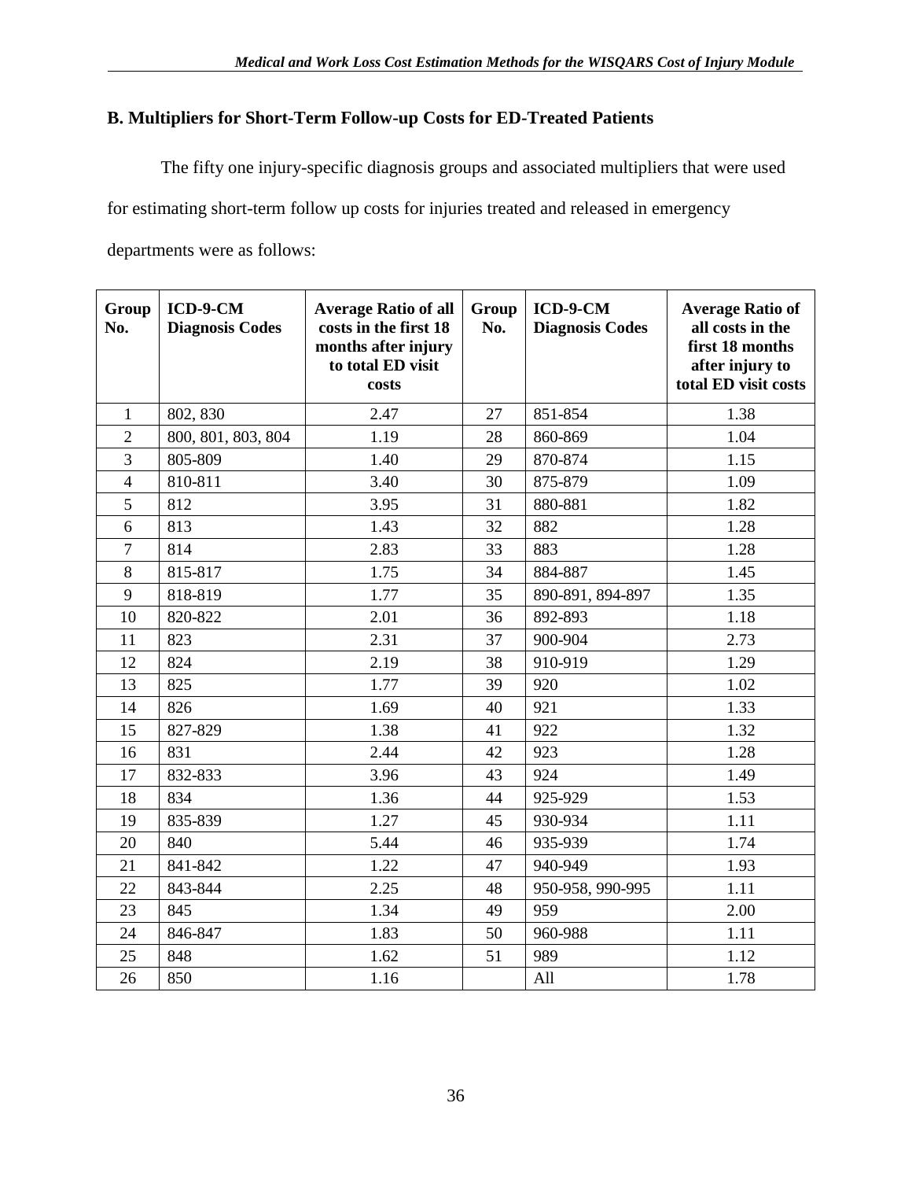## B. Multipliers for Short-Term Follow-up Costs for ED-Treated Patients

The fifty one injury-specific diagnosis groups and associated multipliers that were used for estimating short-term follow up costs for injuries treated and released in emergency departments were as follows:

| Group No. | ICD-9-CM Diagnosis Codes | Average Ratio of all costs in the first 18 months after injury to total ED visit costs | Group No. | ICD-9-CM Diagnosis Codes | Average Ratio of all costs in the first 18 months after injury to total ED visit costs |
|---|---|---|---|---|---|
| 1 | 802, 830 | 2.47 | 27 | 851-854 | 1.38 |
| 2 | 800, 801, 803, 804 | 1.19 | 28 | 860-869 | 1.04 |
| 3 | 805-809 | 1.40 | 29 | 870-874 | 1.15 |
| 4 | 810-811 | 3.40 | 30 | 875-879 | 1.09 |
| 5 | 812 | 3.95 | 31 | 880-881 | 1.82 |
| 6 | 813 | 1.43 | 32 | 882 | 1.28 |
| 7 | 814 | 2.83 | 33 | 883 | 1.28 |
| 8 | 815-817 | 1.75 | 34 | 884-887 | 1.45 |
| 9 | 818-819 | 1.77 | 35 | 890-891, 894-897 | 1.35 |
| 10 | 820-822 | 2.01 | 36 | 892-893 | 1.18 |
| 11 | 823 | 2.31 | 37 | 900-904 | 2.73 |
| 12 | 824 | 2.19 | 38 | 910-919 | 1.29 |
| 13 | 825 | 1.77 | 39 | 920 | 1.02 |
| 14 | 826 | 1.69 | 40 | 921 | 1.33 |
| 15 | 827-829 | 1.38 | 41 | 922 | 1.32 |
| 16 | 831 | 2.44 | 42 | 923 | 1.28 |
| 17 | 832-833 | 3.96 | 43 | 924 | 1.49 |
| 18 | 834 | 1.36 | 44 | 925-929 | 1.53 |
| 19 | 835-839 | 1.27 | 45 | 930-934 | 1.11 |
| 20 | 840 | 5.44 | 46 | 935-939 | 1.74 |
| 21 | 841-842 | 1.22 | 47 | 940-949 | 1.93 |
| 22 | 843-844 | 2.25 | 48 | 950-958, 990-995 | 1.11 |
| 23 | 845 | 1.34 | 49 | 959 | 2.00 |
| 24 | 846-847 | 1.83 | 50 | 960-988 | 1.11 |
| 25 | 848 | 1.62 | 51 | 989 | 1.12 |
| 26 | 850 | 1.16 | | All | 1.78 |